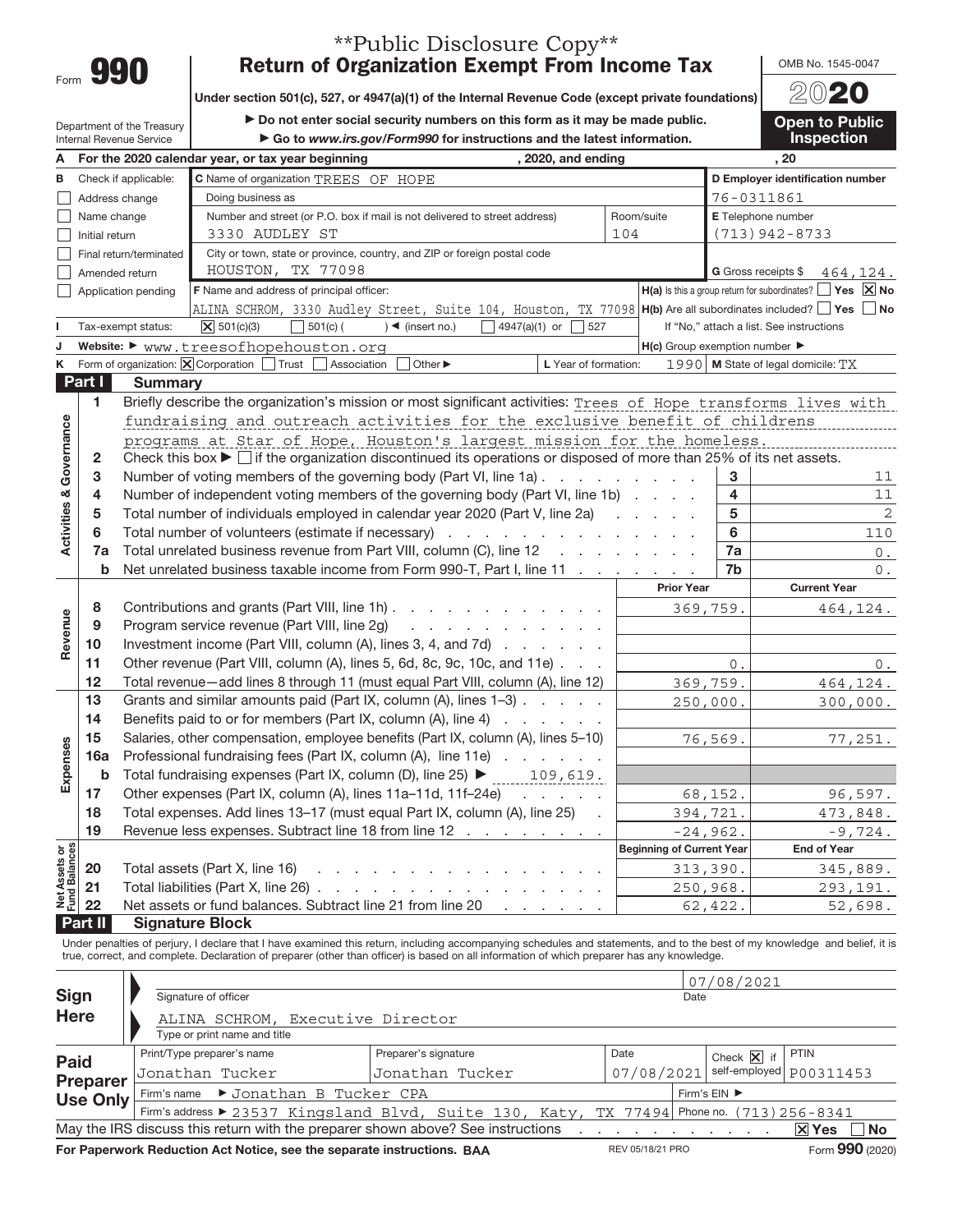**Public Disclosure Copy**

# Form 990 — Return of Organization Exempt From Income Tax

Under section 501(c), 527, or 4947(a)(1) of the Internal Revenue Code (except private foundations)

▶ Do not enter social security numbers on this form as it may be made public.

▶ Go to www.irs.gov/Form990 for instructions and the latest information.

Department of the Treasury
Internal Revenue Service

OMB No. 1545-0047

2020

**Open to Public Inspection**

**A** For the 2020 calendar year, or tax year beginning , 2020, and ending , 20

**B** Check if applicable:
- ☐ Address change
- ☐ Name change
- ☐ Initial return
- ☐ Final return/terminated
- ☐ Amended return
- ☐ Application pending

**C** Name of organization: TREES OF HOPE

Doing business as:

Number and street (or P.O. box if mail is not delivered to street address): 3330 AUDLEY ST — Room/suite: 104

City or town, state or province, country, and ZIP or foreign postal code: HOUSTON, TX 77098

**D** Employer identification number: 76-0311861

**E** Telephone number: (713)942-8733

**G** Gross receipts $ 464,124.

**F** Name and address of principal officer: ALINA SCHROM, 3330 Audley Street, Suite 104, Houston, TX 77098

**H(a)** Is this a group return for subordinates? ☐ Yes ☒ No

**H(b)** Are all subordinates included? ☐ Yes ☐ No — If "No," attach a list. See instructions

**H(c)** Group exemption number ▶

**I** Tax-exempt status: ☒ 501(c)(3) ☐ 501(c) ( ) ◀ (insert no.) ☐ 4947(a)(1) or ☐ 527

**J** Website: ▶ www.treesofhopehouston.org

**K** Form of organization: ☒ Corporation ☐ Trust ☐ Association ☐ Other ▶

**L** Year of formation: 1990

**M** State of legal domicile: TX

## Part I Summary

**Activities & Governance**

1. Briefly describe the organization's mission or most significant activities: Trees of Hope transforms lives with fundraising and outreach activities for the exclusive benefit of childrens programs at Star of Hope, Houston's largest mission for the homeless.
2. Check this box ▶ ☐ if the organization discontinued its operations or disposed of more than 25% of its net assets.

| Line | Description | | Value |
|---|---|---|---|
| 3 | Number of voting members of the governing body (Part VI, line 1a) | 3 | 11 |
| 4 | Number of independent voting members of the governing body (Part VI, line 1b) | 4 | 11 |
| 5 | Total number of individuals employed in calendar year 2020 (Part V, line 2a) | 5 | 2 |
| 6 | Total number of volunteers (estimate if necessary) | 6 | 110 |
| 7a | Total unrelated business revenue from Part VIII, column (C), line 12 | 7a | 0. |
| b | Net unrelated business taxable income from Form 990-T, Part I, line 11 | 7b | 0. |

| Line | Description | Prior Year | Current Year |
|---|---|---|---|
| **Revenue** | | | |
| 8 | Contributions and grants (Part VIII, line 1h) | 369,759. | 464,124. |
| 9 | Program service revenue (Part VIII, line 2g) | | |
| 10 | Investment income (Part VIII, column (A), lines 3, 4, and 7d) | | |
| 11 | Other revenue (Part VIII, column (A), lines 5, 6d, 8c, 9c, 10c, and 11e) | 0. | 0. |
| 12 | Total revenue—add lines 8 through 11 (must equal Part VIII, column (A), line 12) | 369,759. | 464,124. |
| **Expenses** | | | |
| 13 | Grants and similar amounts paid (Part IX, column (A), lines 1–3) | 250,000. | 300,000. |
| 14 | Benefits paid to or for members (Part IX, column (A), line 4) | | |
| 15 | Salaries, other compensation, employee benefits (Part IX, column (A), lines 5–10) | 76,569. | 77,251. |
| 16a | Professional fundraising fees (Part IX, column (A), line 11e) | | |
| b | Total fundraising expenses (Part IX, column (D), line 25) ▶ 109,619. | | |
| 17 | Other expenses (Part IX, column (A), lines 11a–11d, 11f–24e) | 68,152. | 96,597. |
| 18 | Total expenses. Add lines 13–17 (must equal Part IX, column (A), line 25) | 394,721. | 473,848. |
| 19 | Revenue less expenses. Subtract line 18 from line 12 | -24,962. | -9,724. |

| Line | Net Assets or Fund Balances | Beginning of Current Year | End of Year |
|---|---|---|---|
| 20 | Total assets (Part X, line 16) | 313,390. | 345,889. |
| 21 | Total liabilities (Part X, line 26) | 250,968. | 293,191. |
| 22 | Net assets or fund balances. Subtract line 21 from line 20 | 62,422. | 52,698. |

## Part II Signature Block

Under penalties of perjury, I declare that I have examined this return, including accompanying schedules and statements, and to the best of my knowledge and belief, it is true, correct, and complete. Declaration of preparer (other than officer) is based on all information of which preparer has any knowledge.

**Sign Here**

Signature of officer — Date: 07/08/2021

ALINA SCHROM, Executive Director
Type or print name and title

**Paid Preparer Use Only**

| Print/Type preparer's name | Preparer's signature | Date | Check ☒ if self-employed | PTIN |
|---|---|---|---|---|
| Jonathan Tucker | Jonathan Tucker | 07/08/2021 | ☒ | P00311453 |

Firm's name ▶ Jonathan B Tucker CPA — Firm's EIN ▶

Firm's address ▶ 23537 Kingsland Blvd, Suite 130, Katy, TX 77494 — Phone no. (713)256-8341

May the IRS discuss this return with the preparer shown above? See instructions ☒ Yes ☐ No

For Paperwork Reduction Act Notice, see the separate instructions. BAA — REV 05/18/21 PRO — Form **990** (2020)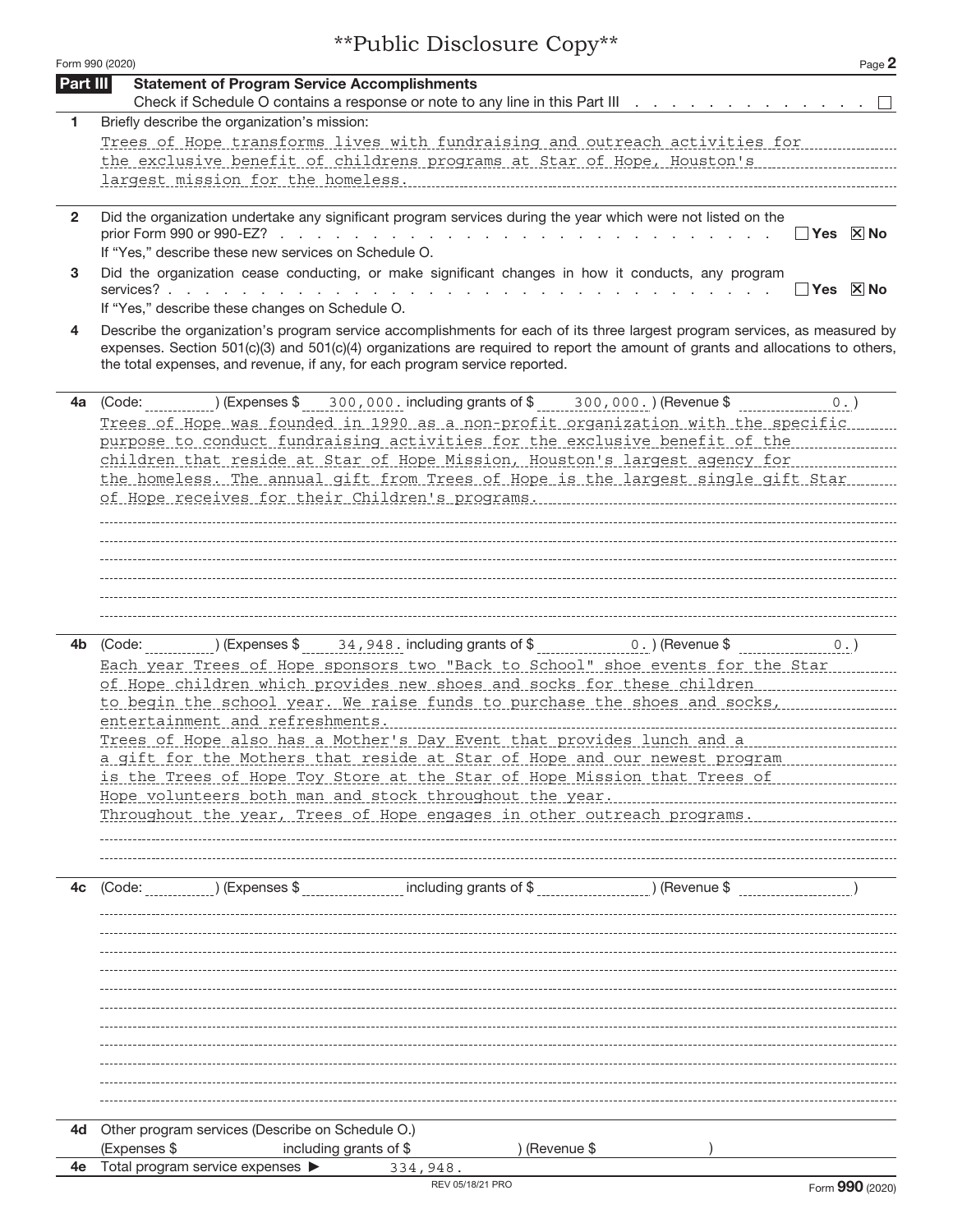**Public Disclosure Copy**

Form 990 (2020) Page **2**

## Part III Statement of Program Service Accomplishments

Check if Schedule O contains a response or note to any line in this Part III . . . . . . . . . . . . . ☐

**1** Briefly describe the organization's mission:

Trees of Hope transforms lives with fundraising and outreach activities for the exclusive benefit of childrens programs at Star of Hope, Houston's largest mission for the homeless.

**2** Did the organization undertake any significant program services during the year which were not listed on the prior Form 990 or 990-EZ? . . . . . . . . . . . . . . . . . . . . . . . . . ☐ Yes ☒ No

If "Yes," describe these new services on Schedule O.

**3** Did the organization cease conducting, or make significant changes in how it conducts, any program services? . . . . . . . . . . . . . . . . . . . . . . . . . . . . . . . . . ☐ Yes ☒ No

If "Yes," describe these changes on Schedule O.

**4** Describe the organization's program service accomplishments for each of its three largest program services, as measured by expenses. Section 501(c)(3) and 501(c)(4) organizations are required to report the amount of grants and allocations to others, the total expenses, and revenue, if any, for each program service reported.

**4a** (Code: ) (Expenses $ 300,000. including grants of $ 300,000. ) (Revenue $ 0. )

Trees of Hope was founded in 1990 as a non-profit organization with the specific purpose to conduct fundraising activities for the exclusive benefit of the children that reside at Star of Hope Mission, Houston's largest agency for the homeless. The annual gift from Trees of Hope is the largest single gift Star of Hope receives for their Children's programs.

**4b** (Code: ) (Expenses $ 34,948. including grants of $ 0. ) (Revenue $ 0. )

Each year Trees of Hope sponsors two "Back to School" shoe events for the Star of Hope children which provides new shoes and socks for these children to begin the school year. We raise funds to purchase the shoes and socks, entertainment and refreshments.

Trees of Hope also has a Mother's Day Event that provides lunch and a a gift for the Mothers that reside at Star of Hope and our newest program is the Trees of Hope Toy Store at the Star of Hope Mission that Trees of Hope volunteers both man and stock throughout the year.

Throughout the year, Trees of Hope engages in other outreach programs.

**4c** (Code: ) (Expenses $ including grants of $ ) (Revenue $ )

**4d** Other program services (Describe on Schedule O.)

(Expenses $ including grants of $ ) (Revenue $ )

**4e** Total program service expenses ▶ 334,948.

REV 05/18/21 PRO

Form **990** (2020)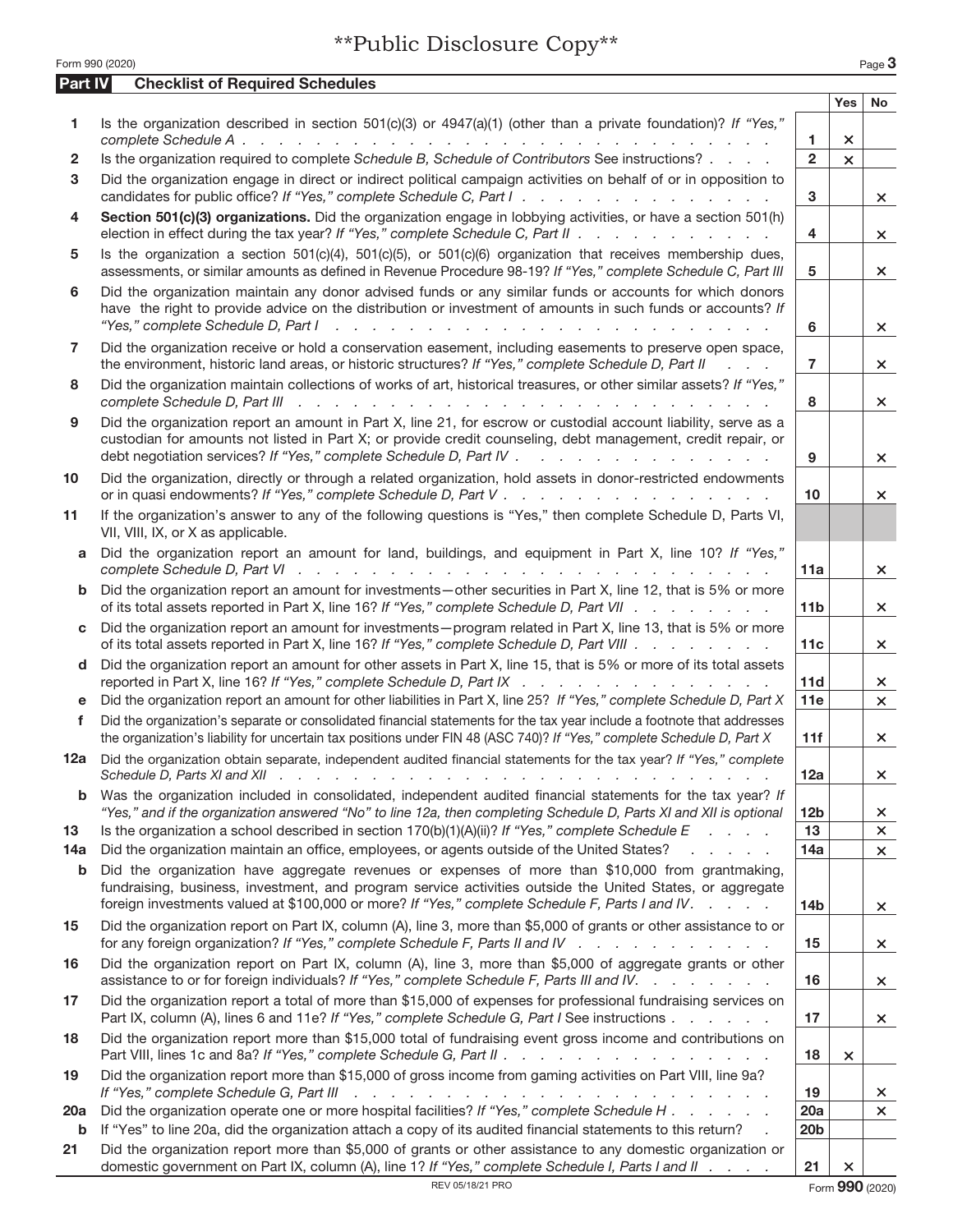**Public Disclosure Copy**

Form 990 (2020)

## Part IV Checklist of Required Schedules

| | | | Yes | No |
|---|---|---|---|---|
| **1** | Is the organization described in section 501(c)(3) or 4947(a)(1) (other than a private foundation)? *If "Yes," complete Schedule A* | **1** | × | |
| **2** | Is the organization required to complete *Schedule B, Schedule of Contributors* See instructions? | **2** | × | |
| **3** | Did the organization engage in direct or indirect political campaign activities on behalf of or in opposition to candidates for public office? *If "Yes," complete Schedule C, Part I* | **3** | | × |
| **4** | **Section 501(c)(3) organizations.** Did the organization engage in lobbying activities, or have a section 501(h) election in effect during the tax year? *If "Yes," complete Schedule C, Part II* | **4** | | × |
| **5** | Is the organization a section 501(c)(4), 501(c)(5), or 501(c)(6) organization that receives membership dues, assessments, or similar amounts as defined in Revenue Procedure 98-19? *If "Yes," complete Schedule C, Part III* | **5** | | × |
| **6** | Did the organization maintain any donor advised funds or any similar funds or accounts for which donors have the right to provide advice on the distribution or investment of amounts in such funds or accounts? *If "Yes," complete Schedule D, Part I* | **6** | | × |
| **7** | Did the organization receive or hold a conservation easement, including easements to preserve open space, the environment, historic land areas, or historic structures? *If "Yes," complete Schedule D, Part II* | **7** | | × |
| **8** | Did the organization maintain collections of works of art, historical treasures, or other similar assets? *If "Yes," complete Schedule D, Part III* | **8** | | × |
| **9** | Did the organization report an amount in Part X, line 21, for escrow or custodial account liability, serve as a custodian for amounts not listed in Part X; or provide credit counseling, debt management, credit repair, or debt negotiation services? *If "Yes," complete Schedule D, Part IV* | **9** | | × |
| **10** | Did the organization, directly or through a related organization, hold assets in donor-restricted endowments or in quasi endowments? *If "Yes," complete Schedule D, Part V* | **10** | | × |
| **11** | If the organization's answer to any of the following questions is "Yes," then complete Schedule D, Parts VI, VII, VIII, IX, or X as applicable. | | | |
| **a** | Did the organization report an amount for land, buildings, and equipment in Part X, line 10? *If "Yes," complete Schedule D, Part VI* | **11a** | | × |
| **b** | Did the organization report an amount for investments—other securities in Part X, line 12, that is 5% or more of its total assets reported in Part X, line 16? *If "Yes," complete Schedule D, Part VII* | **11b** | | × |
| **c** | Did the organization report an amount for investments—program related in Part X, line 13, that is 5% or more of its total assets reported in Part X, line 16? *If "Yes," complete Schedule D, Part VIII* | **11c** | | × |
| **d** | Did the organization report an amount for other assets in Part X, line 15, that is 5% or more of its total assets reported in Part X, line 16? *If "Yes," complete Schedule D, Part IX* | **11d** | | × |
| **e** | Did the organization report an amount for other liabilities in Part X, line 25? *If "Yes," complete Schedule D, Part X* | **11e** | | × |
| **f** | Did the organization's separate or consolidated financial statements for the tax year include a footnote that addresses the organization's liability for uncertain tax positions under FIN 48 (ASC 740)? *If "Yes," complete Schedule D, Part X* | **11f** | | × |
| **12a** | Did the organization obtain separate, independent audited financial statements for the tax year? *If "Yes," complete Schedule D, Parts XI and XII* | **12a** | | × |
| **b** | Was the organization included in consolidated, independent audited financial statements for the tax year? *If "Yes," and if the organization answered "No" to line 12a, then completing Schedule D, Parts XI and XII is optional* | **12b** | | × |
| **13** | Is the organization a school described in section 170(b)(1)(A)(ii)? *If "Yes," complete Schedule E* | **13** | | × |
| **14a** | Did the organization maintain an office, employees, or agents outside of the United States? | **14a** | | × |
| **b** | Did the organization have aggregate revenues or expenses of more than $10,000 from grantmaking, fundraising, business, investment, and program service activities outside the United States, or aggregate foreign investments valued at $100,000 or more? *If "Yes," complete Schedule F, Parts I and IV* | **14b** | | × |
| **15** | Did the organization report on Part IX, column (A), line 3, more than $5,000 of grants or other assistance to or for any foreign organization? *If "Yes," complete Schedule F, Parts II and IV* | **15** | | × |
| **16** | Did the organization report on Part IX, column (A), line 3, more than $5,000 of aggregate grants or other assistance to or for foreign individuals? *If "Yes," complete Schedule F, Parts III and IV.* | **16** | | × |
| **17** | Did the organization report a total of more than $15,000 of expenses for professional fundraising services on Part IX, column (A), lines 6 and 11e? *If "Yes," complete Schedule G, Part I* See instructions | **17** | | × |
| **18** | Did the organization report more than $15,000 total of fundraising event gross income and contributions on Part VIII, lines 1c and 8a? *If "Yes," complete Schedule G, Part II* | **18** | × | |
| **19** | Did the organization report more than $15,000 of gross income from gaming activities on Part VIII, line 9a? *If "Yes," complete Schedule G, Part III* | **19** | | × |
| **20a** | Did the organization operate one or more hospital facilities? *If "Yes," complete Schedule H* | **20a** | | × |
| **b** | If "Yes" to line 20a, did the organization attach a copy of its audited financial statements to this return? | **20b** | | |
| **21** | Did the organization report more than $5,000 of grants or other assistance to any domestic organization or domestic government on Part IX, column (A), line 1? *If "Yes," complete Schedule I, Parts I and II* | **21** | × | |

REV 05/18/21 PRO

Form **990** (2020)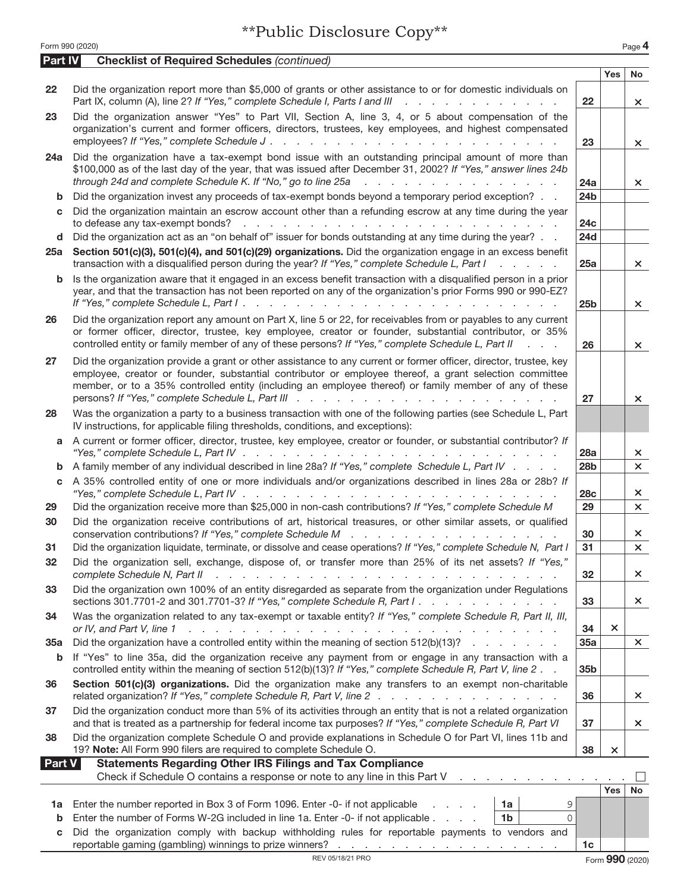**Public Disclosure Copy**

Form 990 (2020) Page **4**

## Part IV Checklist of Required Schedules *(continued)*

| | | | Yes | No |
|---|---|---|---|---|
| 22 | Did the organization report more than $5,000 of grants or other assistance to or for domestic individuals on Part IX, column (A), line 2? *If "Yes," complete Schedule I, Parts I and III* | 22 | | × |
| 23 | Did the organization answer "Yes" to Part VII, Section A, line 3, 4, or 5 about compensation of the organization's current and former officers, directors, trustees, key employees, and highest compensated employees? *If "Yes," complete Schedule J* | 23 | | × |
| 24a | Did the organization have a tax-exempt bond issue with an outstanding principal amount of more than $100,000 as of the last day of the year, that was issued after December 31, 2002? *If "Yes," answer lines 24b through 24d and complete Schedule K. If "No," go to line 25a* | 24a | | × |
| b | Did the organization invest any proceeds of tax-exempt bonds beyond a temporary period exception? | 24b | | |
| c | Did the organization maintain an escrow account other than a refunding escrow at any time during the year to defease any tax-exempt bonds? | 24c | | |
| d | Did the organization act as an "on behalf of" issuer for bonds outstanding at any time during the year? | 24d | | |
| 25a | **Section 501(c)(3), 501(c)(4), and 501(c)(29) organizations.** Did the organization engage in an excess benefit transaction with a disqualified person during the year? *If "Yes," complete Schedule L, Part I* | 25a | | × |
| b | Is the organization aware that it engaged in an excess benefit transaction with a disqualified person in a prior year, and that the transaction has not been reported on any of the organization's prior Forms 990 or 990-EZ? *If "Yes," complete Schedule L, Part I* | 25b | | × |
| 26 | Did the organization report any amount on Part X, line 5 or 22, for receivables from or payables to any current or former officer, director, trustee, key employee, creator or founder, substantial contributor, or 35% controlled entity or family member of any of these persons? *If "Yes," complete Schedule L, Part II* | 26 | | × |
| 27 | Did the organization provide a grant or other assistance to any current or former officer, director, trustee, key employee, creator or founder, substantial contributor or employee thereof, a grant selection committee member, or to a 35% controlled entity (including an employee thereof) or family member of any of these persons? *If "Yes," complete Schedule L, Part III* | 27 | | × |
| 28 | Was the organization a party to a business transaction with one of the following parties (see Schedule L, Part IV instructions, for applicable filing thresholds, conditions, and exceptions): | | | |
| a | A current or former officer, director, trustee, key employee, creator or founder, or substantial contributor? *If "Yes," complete Schedule L, Part IV* | 28a | | × |
| b | A family member of any individual described in line 28a? *If "Yes," complete Schedule L, Part IV* | 28b | | × |
| c | A 35% controlled entity of one or more individuals and/or organizations described in lines 28a or 28b? *If "Yes," complete Schedule L, Part IV* | 28c | | × |
| 29 | Did the organization receive more than $25,000 in non-cash contributions? *If "Yes," complete Schedule M* | 29 | | × |
| 30 | Did the organization receive contributions of art, historical treasures, or other similar assets, or qualified conservation contributions? *If "Yes," complete Schedule M* | 30 | | × |
| 31 | Did the organization liquidate, terminate, or dissolve and cease operations? *If "Yes," complete Schedule N, Part I* | 31 | | × |
| 32 | Did the organization sell, exchange, dispose of, or transfer more than 25% of its net assets? *If "Yes," complete Schedule N, Part II* | 32 | | × |
| 33 | Did the organization own 100% of an entity disregarded as separate from the organization under Regulations sections 301.7701-2 and 301.7701-3? *If "Yes," complete Schedule R, Part I* | 33 | | × |
| 34 | Was the organization related to any tax-exempt or taxable entity? *If "Yes," complete Schedule R, Part II, III, or IV, and Part V, line 1* | 34 | × | |
| 35a | Did the organization have a controlled entity within the meaning of section 512(b)(13)? | 35a | | × |
| b | If "Yes" to line 35a, did the organization receive any payment from or engage in any transaction with a controlled entity within the meaning of section 512(b)(13)? *If "Yes," complete Schedule R, Part V, line 2* | 35b | | |
| 36 | **Section 501(c)(3) organizations.** Did the organization make any transfers to an exempt non-charitable related organization? *If "Yes," complete Schedule R, Part V, line 2* | 36 | | × |
| 37 | Did the organization conduct more than 5% of its activities through an entity that is not a related organization and that is treated as a partnership for federal income tax purposes? *If "Yes," complete Schedule R, Part VI* | 37 | | × |
| 38 | Did the organization complete Schedule O and provide explanations in Schedule O for Part VI, lines 11b and 19? **Note:** All Form 990 filers are required to complete Schedule O. | 38 | × | |

## Part V Statements Regarding Other IRS Filings and Tax Compliance

Check if Schedule O contains a response or note to any line in this Part V ☐

| | | | | | Yes | No |
|---|---|---|---|---|---|---|
| 1a | Enter the number reported in Box 3 of Form 1096. Enter -0- if not applicable | 1a | 9 | | | |
| b | Enter the number of Forms W-2G included in line 1a. Enter -0- if not applicable | 1b | 0 | | | |
| c | Did the organization comply with backup withholding rules for reportable payments to vendors and reportable gaming (gambling) winnings to prize winners? | | | 1c | | |

REV 05/18/21 PRO

Form **990** (2020)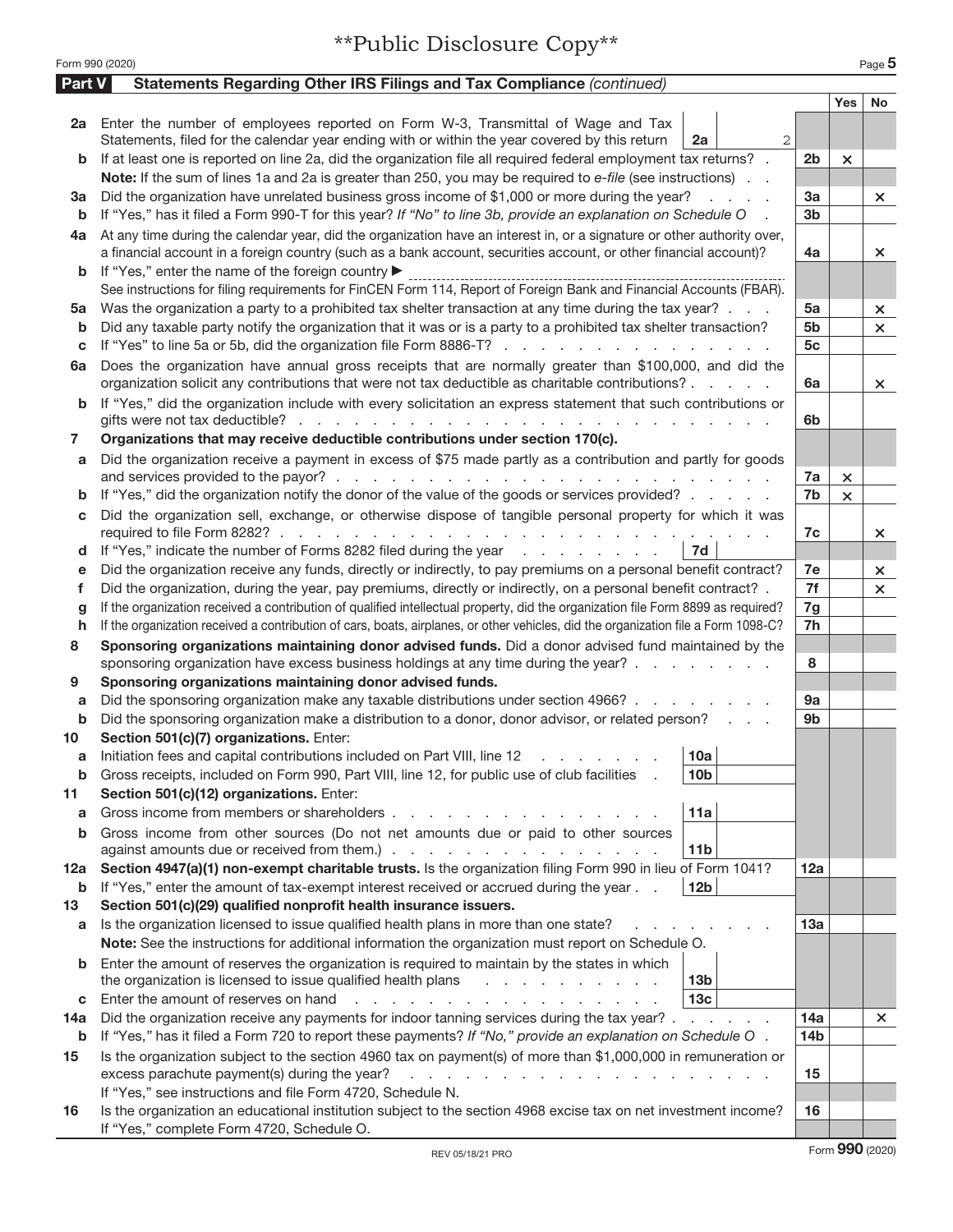**Public Disclosure Copy**

Form 990 (2020)

## Part V Statements Regarding Other IRS Filings and Tax Compliance *(continued)*

| | | | | | Yes | No |
|---|---|---|---|---|---|---|
| **2a** | Enter the number of employees reported on Form W-3, Transmittal of Wage and Tax Statements, filed for the calendar year ending with or within the year covered by this return | **2a** | 2 | | | |
| **b** | If at least one is reported on line 2a, did the organization file all required federal employment tax returns? | | | **2b** | × | |
| | **Note:** If the sum of lines 1a and 2a is greater than 250, you may be required to *e-file* (see instructions) | | | | | |
| **3a** | Did the organization have unrelated business gross income of $1,000 or more during the year? | | | **3a** | | × |
| **b** | If "Yes," has it filed a Form 990-T for this year? *If "No" to line 3b, provide an explanation on Schedule O* | | | **3b** | | |
| **4a** | At any time during the calendar year, did the organization have an interest in, or a signature or other authority over, a financial account in a foreign country (such as a bank account, securities account, or other financial account)? | | | **4a** | | × |
| **b** | If "Yes," enter the name of the foreign country ▶ | | | | | |
| | See instructions for filing requirements for FinCEN Form 114, Report of Foreign Bank and Financial Accounts (FBAR). | | | | | |
| **5a** | Was the organization a party to a prohibited tax shelter transaction at any time during the tax year? | | | **5a** | | × |
| **b** | Did any taxable party notify the organization that it was or is a party to a prohibited tax shelter transaction? | | | **5b** | | × |
| **c** | If "Yes" to line 5a or 5b, did the organization file Form 8886-T? | | | **5c** | | |
| **6a** | Does the organization have annual gross receipts that are normally greater than $100,000, and did the organization solicit any contributions that were not tax deductible as charitable contributions? | | | **6a** | | × |
| **b** | If "Yes," did the organization include with every solicitation an express statement that such contributions or gifts were not tax deductible? | | | **6b** | | |
| **7** | **Organizations that may receive deductible contributions under section 170(c).** | | | | | |
| **a** | Did the organization receive a payment in excess of $75 made partly as a contribution and partly for goods and services provided to the payor? | | | **7a** | × | |
| **b** | If "Yes," did the organization notify the donor of the value of the goods or services provided? | | | **7b** | × | |
| **c** | Did the organization sell, exchange, or otherwise dispose of tangible personal property for which it was required to file Form 8282? | | | **7c** | | × |
| **d** | If "Yes," indicate the number of Forms 8282 filed during the year | **7d** | | | | |
| **e** | Did the organization receive any funds, directly or indirectly, to pay premiums on a personal benefit contract? | | | **7e** | | × |
| **f** | Did the organization, during the year, pay premiums, directly or indirectly, on a personal benefit contract? | | | **7f** | | × |
| **g** | If the organization received a contribution of qualified intellectual property, did the organization file Form 8899 as required? | | | **7g** | | |
| **h** | If the organization received a contribution of cars, boats, airplanes, or other vehicles, did the organization file a Form 1098-C? | | | **7h** | | |
| **8** | **Sponsoring organizations maintaining donor advised funds.** Did a donor advised fund maintained by the sponsoring organization have excess business holdings at any time during the year? | | | **8** | | |
| **9** | **Sponsoring organizations maintaining donor advised funds.** | | | | | |
| **a** | Did the sponsoring organization make any taxable distributions under section 4966? | | | **9a** | | |
| **b** | Did the sponsoring organization make a distribution to a donor, donor advisor, or related person? | | | **9b** | | |
| **10** | **Section 501(c)(7) organizations.** Enter: | | | | | |
| **a** | Initiation fees and capital contributions included on Part VIII, line 12 | **10a** | | | | |
| **b** | Gross receipts, included on Form 990, Part VIII, line 12, for public use of club facilities | **10b** | | | | |
| **11** | **Section 501(c)(12) organizations.** Enter: | | | | | |
| **a** | Gross income from members or shareholders | **11a** | | | | |
| **b** | Gross income from other sources (Do not net amounts due or paid to other sources against amounts due or received from them.) | **11b** | | | | |
| **12a** | **Section 4947(a)(1) non-exempt charitable trusts.** Is the organization filing Form 990 in lieu of Form 1041? | | | **12a** | | |
| **b** | If "Yes," enter the amount of tax-exempt interest received or accrued during the year | **12b** | | | | |
| **13** | **Section 501(c)(29) qualified nonprofit health insurance issuers.** | | | | | |
| **a** | Is the organization licensed to issue qualified health plans in more than one state? | | | **13a** | | |
| | **Note:** See the instructions for additional information the organization must report on Schedule O. | | | | | |
| **b** | Enter the amount of reserves the organization is required to maintain by the states in which the organization is licensed to issue qualified health plans | **13b** | | | | |
| **c** | Enter the amount of reserves on hand | **13c** | | | | |
| **14a** | Did the organization receive any payments for indoor tanning services during the tax year? | | | **14a** | | × |
| **b** | If "Yes," has it filed a Form 720 to report these payments? *If "No," provide an explanation on Schedule O* | | | **14b** | | |
| **15** | Is the organization subject to the section 4960 tax on payment(s) of more than $1,000,000 in remuneration or excess parachute payment(s) during the year? | | | **15** | | |
| | If "Yes," see instructions and file Form 4720, Schedule N. | | | | | |
| **16** | Is the organization an educational institution subject to the section 4968 excise tax on net investment income? | | | **16** | | |
| | If "Yes," complete Form 4720, Schedule O. | | | | | |

REV 05/18/21 PRO

Form **990** (2020)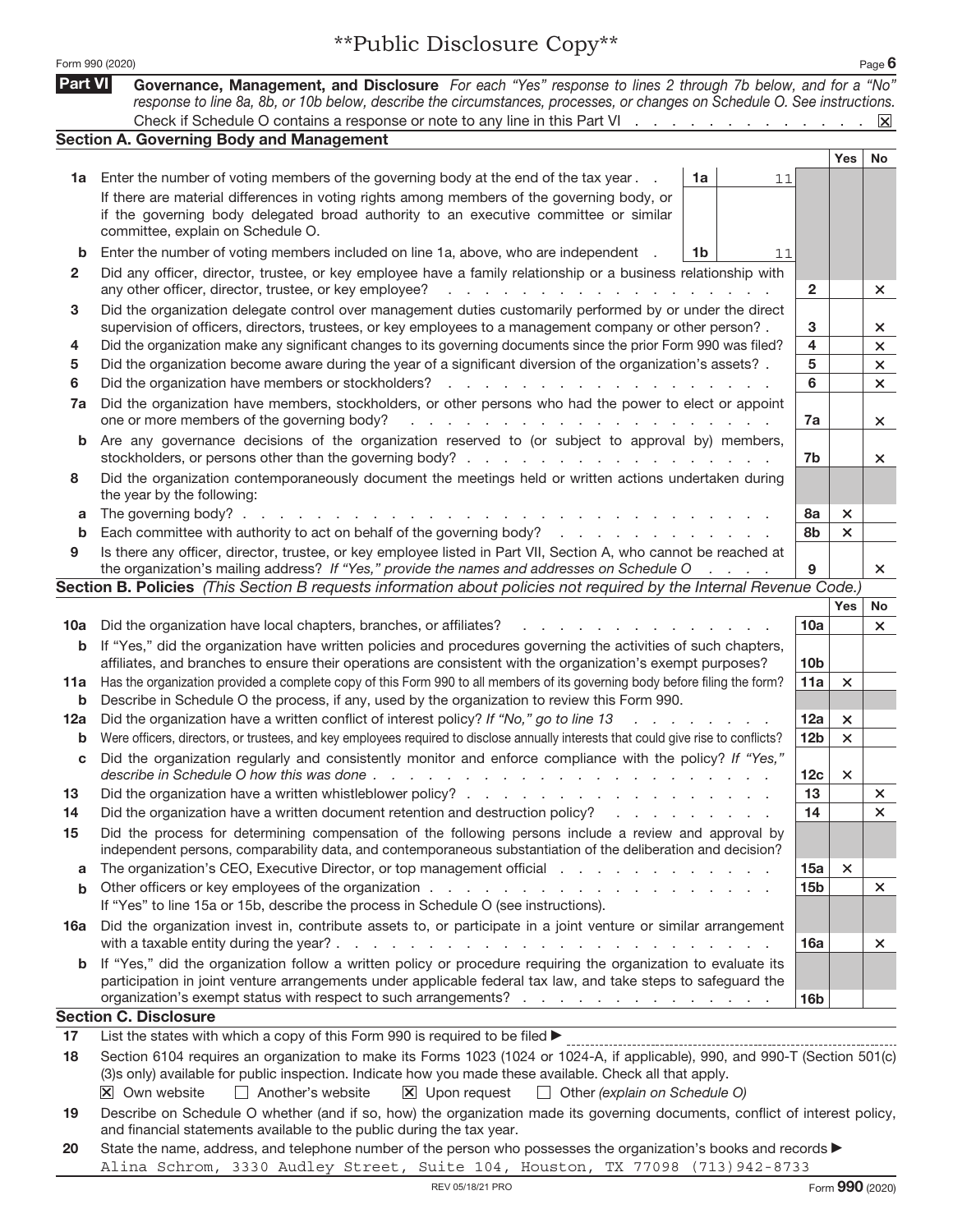**Public Disclosure Copy**

Form 990 (2020)

## Part VI Governance, Management, and Disclosure

*For each "Yes" response to lines 2 through 7b below, and for a "No" response to line 8a, 8b, or 10b below, describe the circumstances, processes, or changes on Schedule O. See instructions.*

Check if Schedule O contains a response or note to any line in this Part VI . . . . . . . . . . . . . . ☒

### Section A. Governing Body and Management

| | | | | Yes | No |
|---|---|---|---|---|---|
| **1a** | Enter the number of voting members of the governing body at the end of the tax year . . **1a** 11<br>If there are material differences in voting rights among members of the governing body, or if the governing body delegated broad authority to an executive committee or similar committee, explain on Schedule O. | | | | |
| **b** | Enter the number of voting members included on line 1a, above, who are independent . **1b** 11 | | | | |
| **2** | Did any officer, director, trustee, or key employee have a family relationship or a business relationship with any other officer, director, trustee, or key employee? | **2** | | | × |
| **3** | Did the organization delegate control over management duties customarily performed by or under the direct supervision of officers, directors, trustees, or key employees to a management company or other person? . | **3** | | | × |
| **4** | Did the organization make any significant changes to its governing documents since the prior Form 990 was filed? | **4** | | | × |
| **5** | Did the organization become aware during the year of a significant diversion of the organization's assets? . | **5** | | | × |
| **6** | Did the organization have members or stockholders? | **6** | | | × |
| **7a** | Did the organization have members, stockholders, or other persons who had the power to elect or appoint one or more members of the governing body? | **7a** | | | × |
| **b** | Are any governance decisions of the organization reserved to (or subject to approval by) members, stockholders, or persons other than the governing body? | **7b** | | | × |
| **8** | Did the organization contemporaneously document the meetings held or written actions undertaken during the year by the following: | | | | |
| **a** | The governing body? | **8a** | | × | |
| **b** | Each committee with authority to act on behalf of the governing body? | **8b** | | × | |
| **9** | Is there any officer, director, trustee, or key employee listed in Part VII, Section A, who cannot be reached at the organization's mailing address? *If "Yes," provide the names and addresses on Schedule O* | **9** | | | × |

### Section B. Policies *(This Section B requests information about policies not required by the Internal Revenue Code.)*

| | | | Yes | No |
|---|---|---|---|---|
| **10a** | Did the organization have local chapters, branches, or affiliates? | **10a** | | × |
| **b** | If "Yes," did the organization have written policies and procedures governing the activities of such chapters, affiliates, and branches to ensure their operations are consistent with the organization's exempt purposes? | **10b** | | |
| **11a** | Has the organization provided a complete copy of this Form 990 to all members of its governing body before filing the form? | **11a** | × | |
| **b** | Describe in Schedule O the process, if any, used by the organization to review this Form 990. | | | |
| **12a** | Did the organization have a written conflict of interest policy? *If "No," go to line 13* | **12a** | × | |
| **b** | Were officers, directors, or trustees, and key employees required to disclose annually interests that could give rise to conflicts? | **12b** | × | |
| **c** | Did the organization regularly and consistently monitor and enforce compliance with the policy? *If "Yes," describe in Schedule O how this was done* | **12c** | × | |
| **13** | Did the organization have a written whistleblower policy? | **13** | | × |
| **14** | Did the organization have a written document retention and destruction policy? | **14** | | × |
| **15** | Did the process for determining compensation of the following persons include a review and approval by independent persons, comparability data, and contemporaneous substantiation of the deliberation and decision? | | | |
| **a** | The organization's CEO, Executive Director, or top management official | **15a** | × | |
| **b** | Other officers or key employees of the organization<br>If "Yes" to line 15a or 15b, describe the process in Schedule O (see instructions). | **15b** | | × |
| **16a** | Did the organization invest in, contribute assets to, or participate in a joint venture or similar arrangement with a taxable entity during the year? | **16a** | | × |
| **b** | If "Yes," did the organization follow a written policy or procedure requiring the organization to evaluate its participation in joint venture arrangements under applicable federal tax law, and take steps to safeguard the organization's exempt status with respect to such arrangements? | **16b** | | |

### Section C. Disclosure

**17** List the states with which a copy of this Form 990 is required to be filed ▶

**18** Section 6104 requires an organization to make its Forms 1023 (1024 or 1024-A, if applicable), 990, and 990-T (Section 501(c)(3)s only) available for public inspection. Indicate how you made these available. Check all that apply.

☒ Own website ☐ Another's website ☒ Upon request ☐ Other *(explain on Schedule O)*

**19** Describe on Schedule O whether (and if so, how) the organization made its governing documents, conflict of interest policy, and financial statements available to the public during the tax year.

**20** State the name, address, and telephone number of the person who possesses the organization's books and records ▶

Alina Schrom, 3330 Audley Street, Suite 104, Houston, TX 77098 (713)942-8733

REV 05/18/21 PRO Form **990** (2020)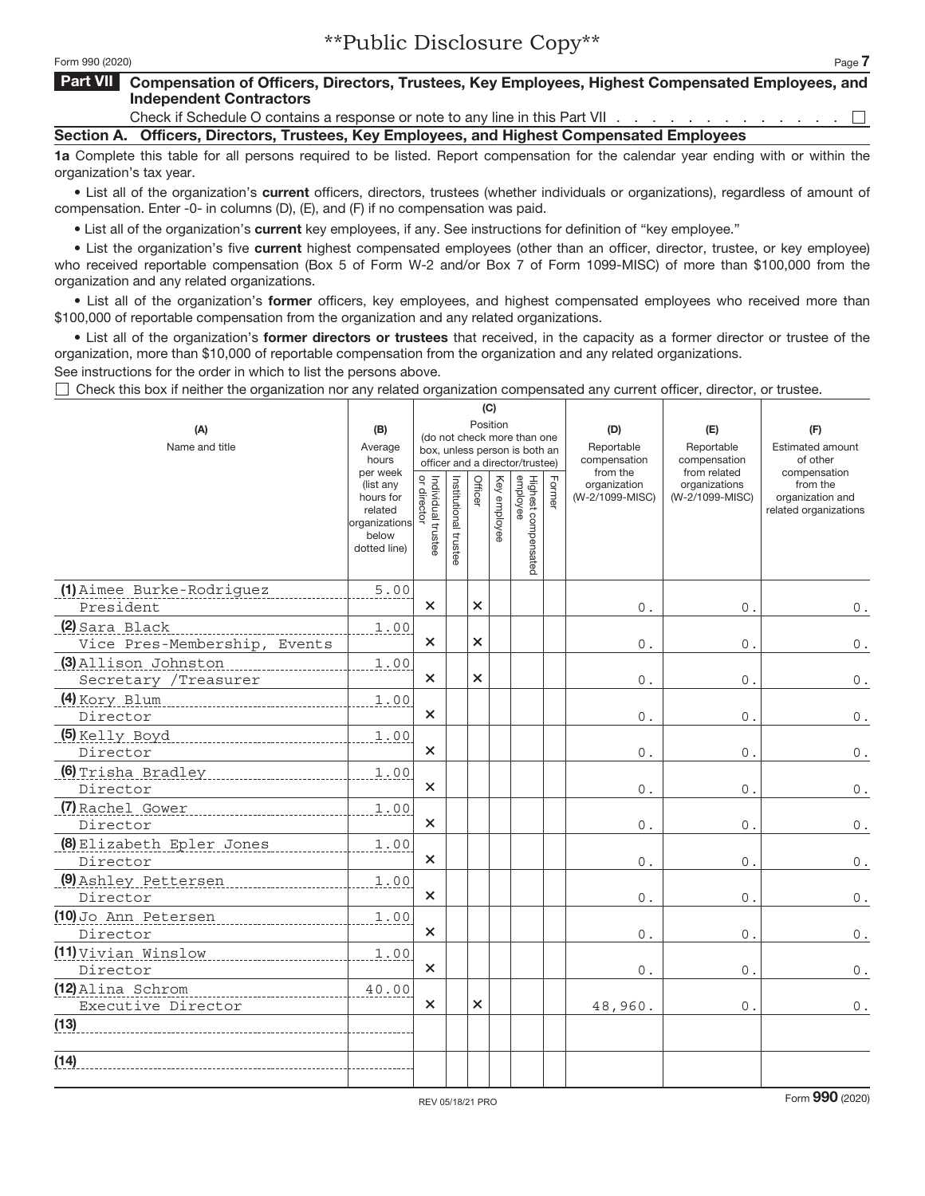\*\*Public Disclosure Copy\*\*

Form 990 (2020)

## Part VII Compensation of Officers, Directors, Trustees, Key Employees, Highest Compensated Employees, and Independent Contractors

Check if Schedule O contains a response or note to any line in this Part VII . . . . . . . . . . . . . . ☐

### Section A. Officers, Directors, Trustees, Key Employees, and Highest Compensated Employees

**1a** Complete this table for all persons required to be listed. Report compensation for the calendar year ending with or within the organization's tax year.

- List all of the organization's **current** officers, directors, trustees (whether individuals or organizations), regardless of amount of compensation. Enter -0- in columns (D), (E), and (F) if no compensation was paid.
- List all of the organization's **current** key employees, if any. See instructions for definition of "key employee."
- List the organization's five **current** highest compensated employees (other than an officer, director, trustee, or key employee) who received reportable compensation (Box 5 of Form W-2 and/or Box 7 of Form 1099-MISC) of more than $100,000 from the organization and any related organizations.
- List all of the organization's **former** officers, key employees, and highest compensated employees who received more than $100,000 of reportable compensation from the organization and any related organizations.
- List all of the organization's **former directors or trustees** that received, in the capacity as a former director or trustee of the organization, more than $10,000 of reportable compensation from the organization and any related organizations.

See instructions for the order in which to list the persons above.

☐ Check this box if neither the organization nor any related organization compensated any current officer, director, or trustee.

| (A) Name and title | (B) Average hours per week (list any hours for related organizations below dotted line) | (C) Position (do not check more than one box, unless person is both an officer and a director/trustee) | | | | | | (D) Reportable compensation from the organization (W-2/1099-MISC) | (E) Reportable compensation from related organizations (W-2/1099-MISC) | (F) Estimated amount of other compensation from the organization and related organizations |
|---|---|---|---|---|---|---|---|---|---|---|
| | | Individual trustee or director | Institutional trustee | Officer | Key employee | Highest compensated employee | Former | | | |
| (1) Aimee Burke-Rodriguez<br>President | 5.00 | X | | X | | | | 0. | 0. | 0. |
| (2) Sara Black<br>Vice Pres-Membership, Events | 1.00 | X | | X | | | | 0. | 0. | 0. |
| (3) Allison Johnston<br>Secretary /Treasurer | 1.00 | X | | X | | | | 0. | 0. | 0. |
| (4) Kory Blum<br>Director | 1.00 | X | | | | | | 0. | 0. | 0. |
| (5) Kelly Boyd<br>Director | 1.00 | X | | | | | | 0. | 0. | 0. |
| (6) Trisha Bradley<br>Director | 1.00 | X | | | | | | 0. | 0. | 0. |
| (7) Rachel Gower<br>Director | 1.00 | X | | | | | | 0. | 0. | 0. |
| (8) Elizabeth Epler Jones<br>Director | 1.00 | X | | | | | | 0. | 0. | 0. |
| (9) Ashley Pettersen<br>Director | 1.00 | X | | | | | | 0. | 0. | 0. |
| (10) Jo Ann Petersen<br>Director | 1.00 | X | | | | | | 0. | 0. | 0. |
| (11) Vivian Winslow<br>Director | 1.00 | X | | | | | | 0. | 0. | 0. |
| (12) Alina Schrom<br>Executive Director | 40.00 | X | | X | | | | 48,960. | 0. | 0. |
| (13) | | | | | | | | | | |
| (14) | | | | | | | | | | |

REV 05/18/21 PRO

Form **990** (2020)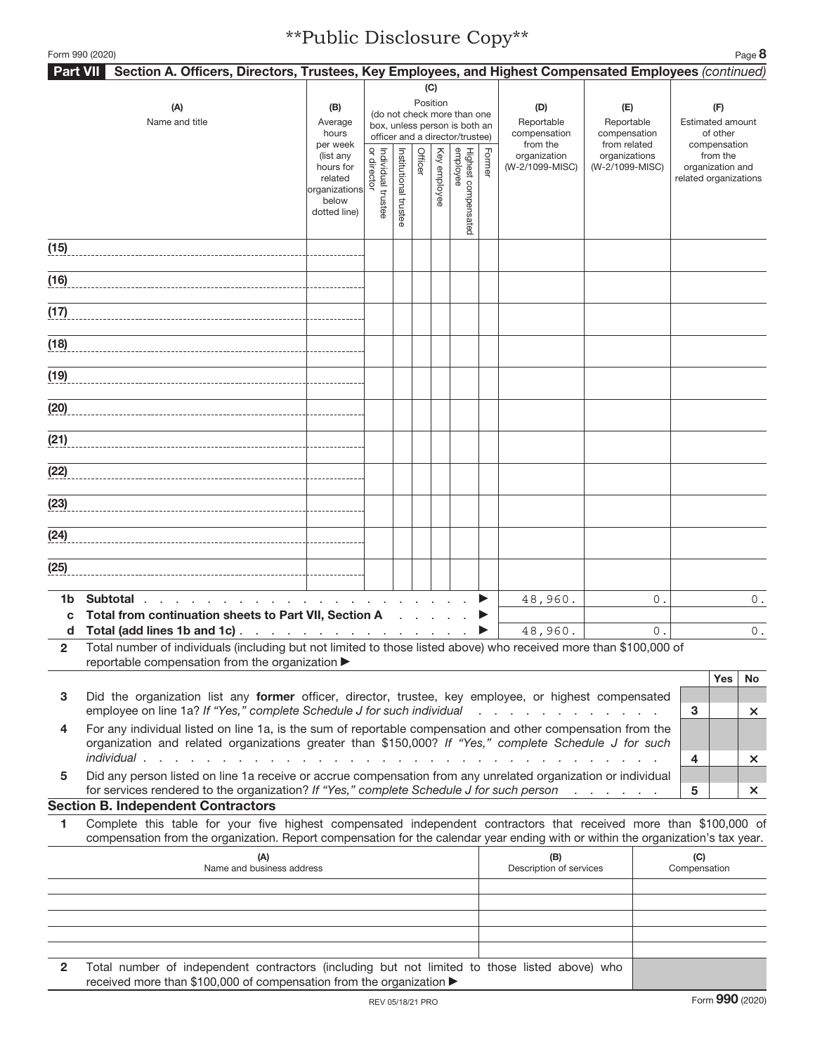**Public Disclosure Copy**

Form 990 (2020)

**Part VII** **Section A. Officers, Directors, Trustees, Key Employees, and Highest Compensated Employees** *(continued)*

| (A) Name and title | (B) Average hours per week (list any hours for related organizations below dotted line) | (C) Position (do not check more than one box, unless person is both an officer and a director/trustee) | | | | | | (D) Reportable compensation from the organization (W-2/1099-MISC) | (E) Reportable compensation from related organizations (W-2/1099-MISC) | (F) Estimated amount of other compensation from the organization and related organizations |
|---|---|---|---|---|---|---|---|---|---|---|
| | | Individual trustee or director | Institutional trustee | Officer | Key employee | Highest compensated employee | Former | | | |
| (15) | | | | | | | | | | |
| (16) | | | | | | | | | | |
| (17) | | | | | | | | | | |
| (18) | | | | | | | | | | |
| (19) | | | | | | | | | | |
| (20) | | | | | | | | | | |
| (21) | | | | | | | | | | |
| (22) | | | | | | | | | | |
| (23) | | | | | | | | | | |
| (24) | | | | | | | | | | |
| (25) | | | | | | | | | | |
| **1b Subtotal** ▶ | | | | | | | | 48,960. | 0. | 0. |
| **c Total from continuation sheets to Part VII, Section A** ▶ | | | | | | | | | | |
| **d Total (add lines 1b and 1c)** ▶ | | | | | | | | 48,960. | 0. | 0. |

**2** Total number of individuals (including but not limited to those listed above) who received more than $100,000 of reportable compensation from the organization ▶

| | | | Yes | No |
|---|---|---|---|---|
| **3** | Did the organization list any **former** officer, director, trustee, key employee, or highest compensated employee on line 1a? *If "Yes," complete Schedule J for such individual* | 3 | | X |
| **4** | For any individual listed on line 1a, is the sum of reportable compensation and other compensation from the organization and related organizations greater than $150,000? *If "Yes," complete Schedule J for such individual* | 4 | | X |
| **5** | Did any person listed on line 1a receive or accrue compensation from any unrelated organization or individual for services rendered to the organization? *If "Yes," complete Schedule J for such person* | 5 | | X |

### Section B. Independent Contractors

**1** Complete this table for your five highest compensated independent contractors that received more than $100,000 of compensation from the organization. Report compensation for the calendar year ending with or within the organization's tax year.

| (A) Name and business address | (B) Description of services | (C) Compensation |
|---|---|---|
| | | |
| | | |
| | | |
| | | |
| | | |

**2** Total number of independent contractors (including but not limited to those listed above) who received more than $100,000 of compensation from the organization ▶

REV 05/18/21 PRO

Form **990** (2020)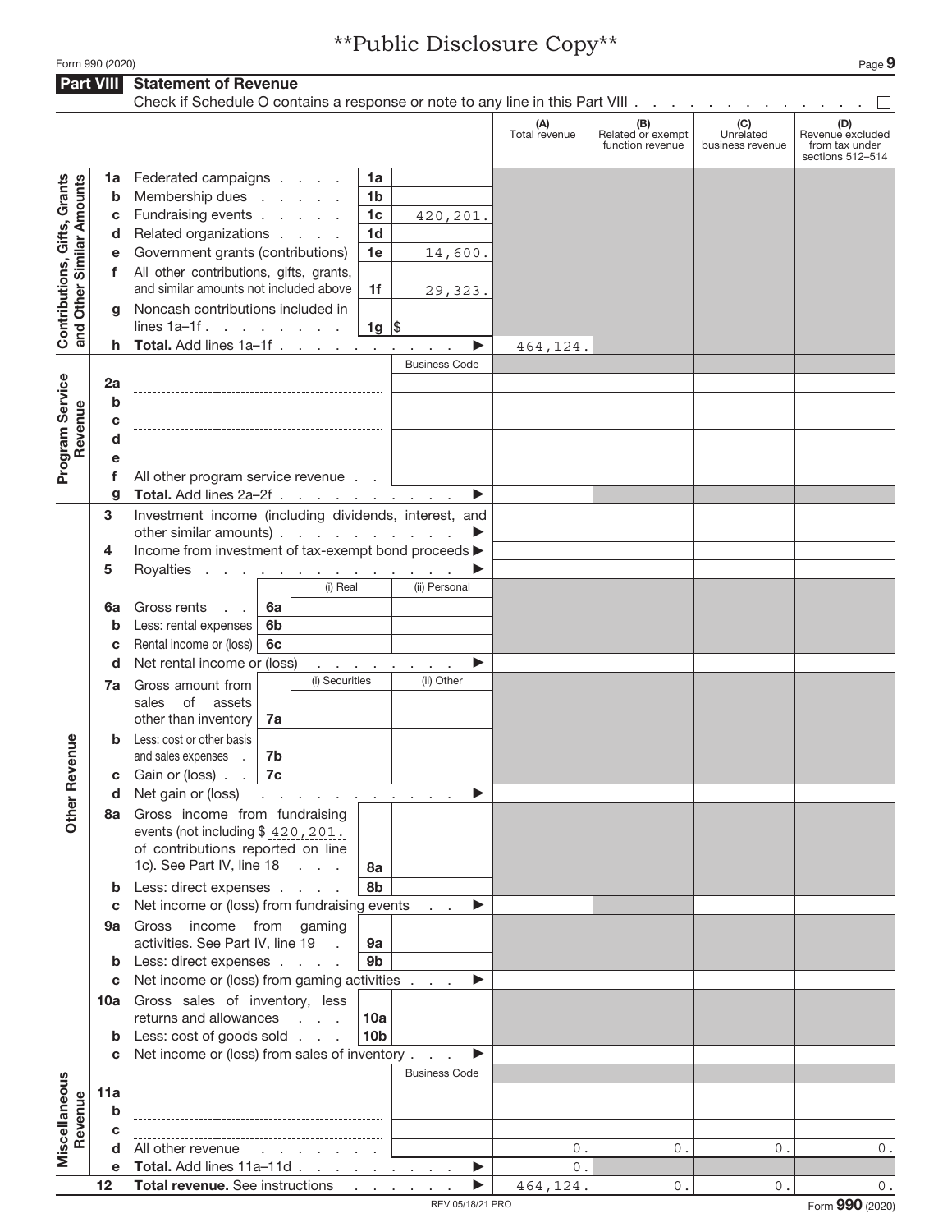**\*\*Public Disclosure Copy\*\***

Form 990 (2020) Page **9**

## Part VIII Statement of Revenue

Check if Schedule O contains a response or note to any line in this Part VIII . . . . . . . . . . . . . ☐

| | | | | | (A) Total revenue | (B) Related or exempt function revenue | (C) Unrelated business revenue | (D) Revenue excluded from tax under sections 512–514 |
|---|---|---|---|---|---|---|---|---|
| **Contributions, Gifts, Grants and Other Similar Amounts** | 1a | Federated campaigns | 1a | | | | | |
| | b | Membership dues | 1b | | | | | |
| | c | Fundraising events | 1c | 420,201. | | | | |
| | d | Related organizations | 1d | | | | | |
| | e | Government grants (contributions) | 1e | 14,600. | | | | |
| | f | All other contributions, gifts, grants, and similar amounts not included above | 1f | 29,323. | | | | |
| | g | Noncash contributions included in lines 1a–1f | 1g | $ | | | | |
| | h | **Total.** Add lines 1a–1f ▶ | | | 464,124. | | | |
| **Program Service Revenue** | | | | Business Code | | | | |
| | 2a | | | | | | | |
| | b | | | | | | | |
| | c | | | | | | | |
| | d | | | | | | | |
| | e | | | | | | | |
| | f | All other program service revenue | | | | | | |
| | g | **Total.** Add lines 2a–2f ▶ | | | | | | |
| **Other Revenue** | 3 | Investment income (including dividends, interest, and other similar amounts) ▶ | | | | | | |
| | 4 | Income from investment of tax-exempt bond proceeds ▶ | | | | | | |
| | 5 | Royalties ▶ | | | | | | |
| | | | | (i) Real | (ii) Personal | | | |
| | 6a | Gross rents | 6a | | | | | |
| | b | Less: rental expenses | 6b | | | | | |
| | c | Rental income or (loss) | 6c | | | | | |
| | d | Net rental income or (loss) ▶ | | | | | | |
| | | | | (i) Securities | (ii) Other | | | |
| | 7a | Gross amount from sales of assets other than inventory | 7a | | | | | |
| | b | Less: cost or other basis and sales expenses | 7b | | | | | |
| | c | Gain or (loss) | 7c | | | | | |
| | d | Net gain or (loss) ▶ | | | | | | |
| | 8a | Gross income from fundraising events (not including $ 420,201. of contributions reported on line 1c). See Part IV, line 18 | 8a | | | | | |
| | b | Less: direct expenses | 8b | | | | | |
| | c | Net income or (loss) from fundraising events ▶ | | | | | | |
| | 9a | Gross income from gaming activities. See Part IV, line 19 | 9a | | | | | |
| | b | Less: direct expenses | 9b | | | | | |
| | c | Net income or (loss) from gaming activities ▶ | | | | | | |
| | 10a | Gross sales of inventory, less returns and allowances | 10a | | | | | |
| | b | Less: cost of goods sold | 10b | | | | | |
| | c | Net income or (loss) from sales of inventory ▶ | | | | | | |
| **Miscellaneous Revenue** | | | | Business Code | | | | |
| | 11a | | | | | | | |
| | b | | | | | | | |
| | c | | | | | | | |
| | d | All other revenue | | | 0. | 0. | 0. | 0. |
| | e | **Total.** Add lines 11a–11d ▶ | | | 0. | | | |
| | 12 | **Total revenue.** See instructions ▶ | | | 464,124. | 0. | 0. | 0. |

REV 05/18/21 PRO Form **990** (2020)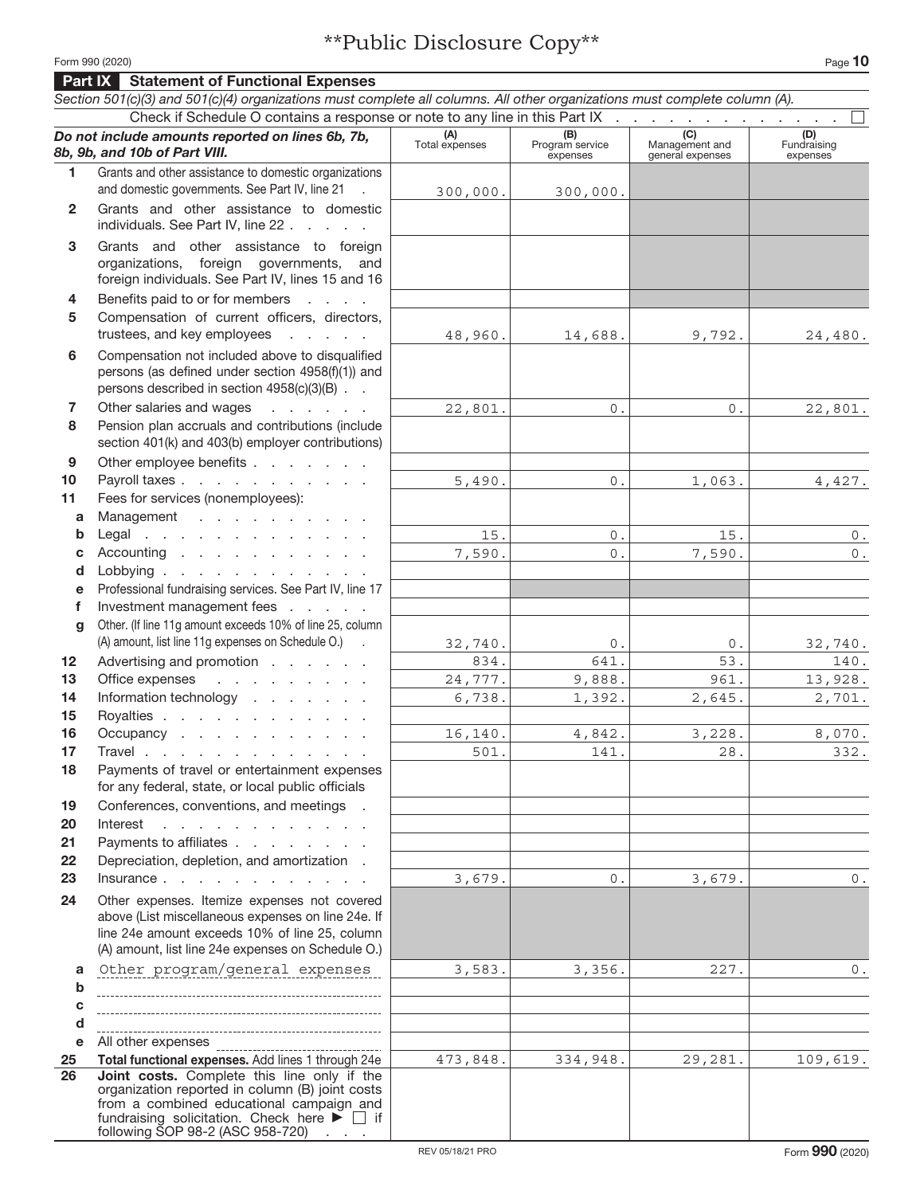\*\*Public Disclosure Copy\*\*

Form 990 (2020)

## Part IX Statement of Functional Expenses

*Section 501(c)(3) and 501(c)(4) organizations must complete all columns. All other organizations must complete column (A).*

Check if Schedule O contains a response or note to any line in this Part IX . . . . . . . . . . . . . . ☐

| | *Do not include amounts reported on lines 6b, 7b, 8b, 9b, and 10b of Part VIII.* | (A) Total expenses | (B) Program service expenses | (C) Management and general expenses | (D) Fundraising expenses |
|---|---|---|---|---|---|
| 1 | Grants and other assistance to domestic organizations and domestic governments. See Part IV, line 21 | 300,000. | 300,000. | | |
| 2 | Grants and other assistance to domestic individuals. See Part IV, line 22 | | | | |
| 3 | Grants and other assistance to foreign organizations, foreign governments, and foreign individuals. See Part IV, lines 15 and 16 | | | | |
| 4 | Benefits paid to or for members | | | | |
| 5 | Compensation of current officers, directors, trustees, and key employees | 48,960. | 14,688. | 9,792. | 24,480. |
| 6 | Compensation not included above to disqualified persons (as defined under section 4958(f)(1)) and persons described in section 4958(c)(3)(B) | | | | |
| 7 | Other salaries and wages | 22,801. | 0. | 0. | 22,801. |
| 8 | Pension plan accruals and contributions (include section 401(k) and 403(b) employer contributions) | | | | |
| 9 | Other employee benefits | | | | |
| 10 | Payroll taxes | 5,490. | 0. | 1,063. | 4,427. |
| 11 | Fees for services (nonemployees): | | | | |
| a | Management | | | | |
| b | Legal | 15. | 0. | 15. | 0. |
| c | Accounting | 7,590. | 0. | 7,590. | 0. |
| d | Lobbying | | | | |
| e | Professional fundraising services. See Part IV, line 17 | | | | |
| f | Investment management fees | | | | |
| g | Other. (If line 11g amount exceeds 10% of line 25, column (A) amount, list line 11g expenses on Schedule O.) | 32,740. | 0. | 0. | 32,740. |
| 12 | Advertising and promotion | 834. | 641. | 53. | 140. |
| 13 | Office expenses | 24,777. | 9,888. | 961. | 13,928. |
| 14 | Information technology | 6,738. | 1,392. | 2,645. | 2,701. |
| 15 | Royalties | | | | |
| 16 | Occupancy | 16,140. | 4,842. | 3,228. | 8,070. |
| 17 | Travel | 501. | 141. | 28. | 332. |
| 18 | Payments of travel or entertainment expenses for any federal, state, or local public officials | | | | |
| 19 | Conferences, conventions, and meetings | | | | |
| 20 | Interest | | | | |
| 21 | Payments to affiliates | | | | |
| 22 | Depreciation, depletion, and amortization | | | | |
| 23 | Insurance | 3,679. | 0. | 3,679. | 0. |
| 24 | Other expenses. Itemize expenses not covered above (List miscellaneous expenses on line 24e. If line 24e amount exceeds 10% of line 25, column (A) amount, list line 24e expenses on Schedule O.) | | | | |
| a | Other program/general expenses | 3,583. | 3,356. | 227. | 0. |
| b | | | | | |
| c | | | | | |
| d | | | | | |
| e | All other expenses | | | | |
| 25 | **Total functional expenses.** Add lines 1 through 24e | 473,848. | 334,948. | 29,281. | 109,619. |
| 26 | **Joint costs.** Complete this line only if the organization reported in column (B) joint costs from a combined educational campaign and fundraising solicitation. Check here ▶ ☐ if following SOP 98-2 (ASC 958-720) | | | | |

REV 05/18/21 PRO

Form **990** (2020)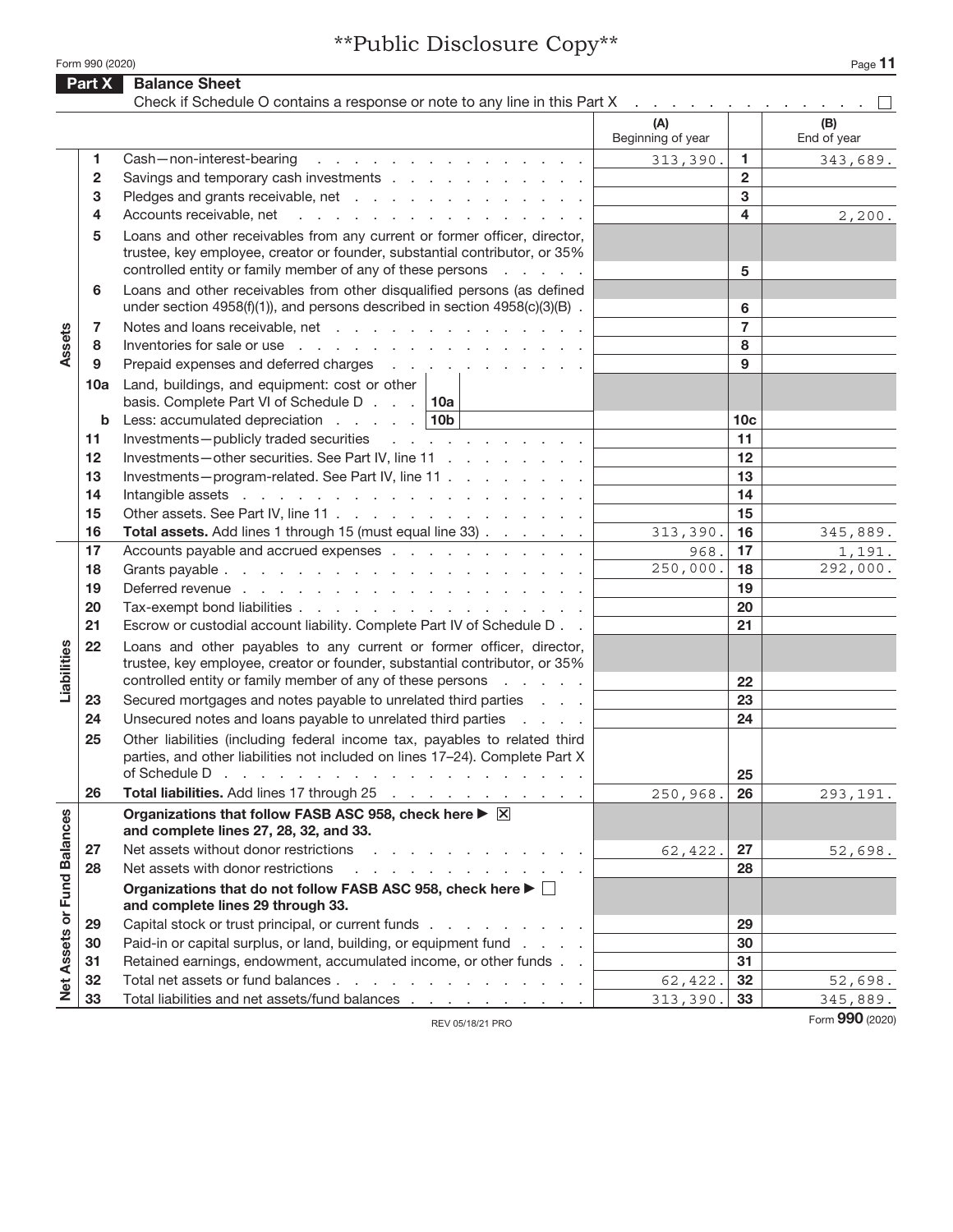**Public Disclosure Copy**

## Part X Balance Sheet

Check if Schedule O contains a response or note to any line in this Part X . . . . . . . . . . . . . ☐

| Section | Line | Description | (A) Beginning of year | | (B) End of year |
|---|---|---|---|---|---|
| Assets | 1 | Cash—non-interest-bearing | 313,390. | 1 | 343,689. |
| | 2 | Savings and temporary cash investments | | 2 | |
| | 3 | Pledges and grants receivable, net | | 3 | |
| | 4 | Accounts receivable, net | | 4 | 2,200. |
| | 5 | Loans and other receivables from any current or former officer, director, trustee, key employee, creator or founder, substantial contributor, or 35% controlled entity or family member of any of these persons | | 5 | |
| | 6 | Loans and other receivables from other disqualified persons (as defined under section 4958(f)(1)), and persons described in section 4958(c)(3)(B) | | 6 | |
| | 7 | Notes and loans receivable, net | | 7 | |
| | 8 | Inventories for sale or use | | 8 | |
| | 9 | Prepaid expenses and deferred charges | | 9 | |
| | 10a | Land, buildings, and equipment: cost or other basis. Complete Part VI of Schedule D . . . 10a | | | |
| | b | Less: accumulated depreciation . . . . . 10b | | 10c | |
| | 11 | Investments—publicly traded securities | | 11 | |
| | 12 | Investments—other securities. See Part IV, line 11 | | 12 | |
| | 13 | Investments—program-related. See Part IV, line 11 | | 13 | |
| | 14 | Intangible assets | | 14 | |
| | 15 | Other assets. See Part IV, line 11 | | 15 | |
| | 16 | **Total assets.** Add lines 1 through 15 (must equal line 33) | 313,390. | 16 | 345,889. |
| Liabilities | 17 | Accounts payable and accrued expenses | 968. | 17 | 1,191. |
| | 18 | Grants payable | 250,000. | 18 | 292,000. |
| | 19 | Deferred revenue | | 19 | |
| | 20 | Tax-exempt bond liabilities | | 20 | |
| | 21 | Escrow or custodial account liability. Complete Part IV of Schedule D | | 21 | |
| | 22 | Loans and other payables to any current or former officer, director, trustee, key employee, creator or founder, substantial contributor, or 35% controlled entity or family member of any of these persons | | 22 | |
| | 23 | Secured mortgages and notes payable to unrelated third parties | | 23 | |
| | 24 | Unsecured notes and loans payable to unrelated third parties | | 24 | |
| | 25 | Other liabilities (including federal income tax, payables to related third parties, and other liabilities not included on lines 17–24). Complete Part X of Schedule D | | 25 | |
| | 26 | **Total liabilities.** Add lines 17 through 25 | 250,968. | 26 | 293,191. |
| Net Assets or Fund Balances | | **Organizations that follow FASB ASC 958, check here ▶ ☒ and complete lines 27, 28, 32, and 33.** | | | |
| | 27 | Net assets without donor restrictions | 62,422. | 27 | 52,698. |
| | 28 | Net assets with donor restrictions | | 28 | |
| | | **Organizations that do not follow FASB ASC 958, check here ▶ ☐ and complete lines 29 through 33.** | | | |
| | 29 | Capital stock or trust principal, or current funds | | 29 | |
| | 30 | Paid-in or capital surplus, or land, building, or equipment fund | | 30 | |
| | 31 | Retained earnings, endowment, accumulated income, or other funds | | 31 | |
| | 32 | Total net assets or fund balances | 62,422. | 32 | 52,698. |
| | 33 | Total liabilities and net assets/fund balances | 313,390. | 33 | 345,889. |

REV 05/18/21 PRO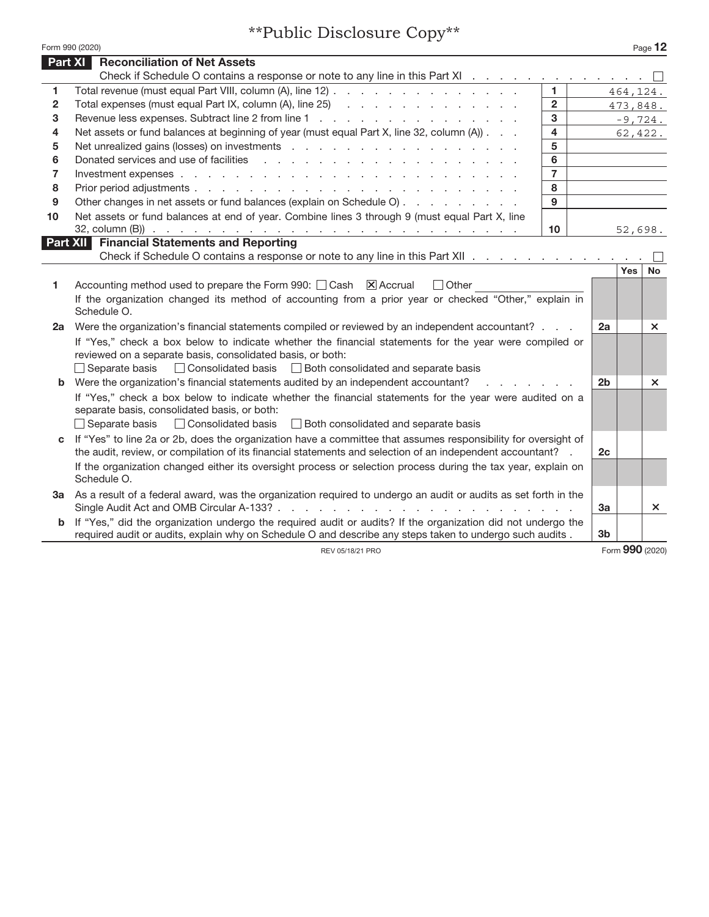**Public Disclosure Copy**

## Part XI Reconciliation of Net Assets

Check if Schedule O contains a response or note to any line in this Part XI . . . . . . . . . . . . . . ☐

| | | | |
|---|---|---|---|
| 1 | Total revenue (must equal Part VIII, column (A), line 12) | 1 | 464,124. |
| 2 | Total expenses (must equal Part IX, column (A), line 25) | 2 | 473,848. |
| 3 | Revenue less expenses. Subtract line 2 from line 1 | 3 | -9,724. |
| 4 | Net assets or fund balances at beginning of year (must equal Part X, line 32, column (A)) | 4 | 62,422. |
| 5 | Net unrealized gains (losses) on investments | 5 | |
| 6 | Donated services and use of facilities | 6 | |
| 7 | Investment expenses | 7 | |
| 8 | Prior period adjustments | 8 | |
| 9 | Other changes in net assets or fund balances (explain on Schedule O) | 9 | |
| 10 | Net assets or fund balances at end of year. Combine lines 3 through 9 (must equal Part X, line 32, column (B)) | 10 | 52,698. |

## Part XII Financial Statements and Reporting

Check if Schedule O contains a response or note to any line in this Part XII . . . . . . . . . . . . . . ☐

| | | | Yes | No |
|---|---|---|---|---|
| 1 | Accounting method used to prepare the Form 990: ☐ Cash ☒ Accrual ☐ Other<br>If the organization changed its method of accounting from a prior year or checked "Other," explain in Schedule O. | | | |
| 2a | Were the organization's financial statements compiled or reviewed by an independent accountant? | 2a | | X |
| | If "Yes," check a box below to indicate whether the financial statements for the year were compiled or reviewed on a separate basis, consolidated basis, or both:<br>☐ Separate basis ☐ Consolidated basis ☐ Both consolidated and separate basis | | | |
| b | Were the organization's financial statements audited by an independent accountant? | 2b | | X |
| | If "Yes," check a box below to indicate whether the financial statements for the year were audited on a separate basis, consolidated basis, or both:<br>☐ Separate basis ☐ Consolidated basis ☐ Both consolidated and separate basis | | | |
| c | If "Yes" to line 2a or 2b, does the organization have a committee that assumes responsibility for oversight of the audit, review, or compilation of its financial statements and selection of an independent accountant? | 2c | | |
| | If the organization changed either its oversight process or selection process during the tax year, explain on Schedule O. | | | |
| 3a | As a result of a federal award, was the organization required to undergo an audit or audits as set forth in the Single Audit Act and OMB Circular A-133? | 3a | | X |
| b | If "Yes," did the organization undergo the required audit or audits? If the organization did not undergo the required audit or audits, explain why on Schedule O and describe any steps taken to undergo such audits . | 3b | | |

REV 05/18/21 PRO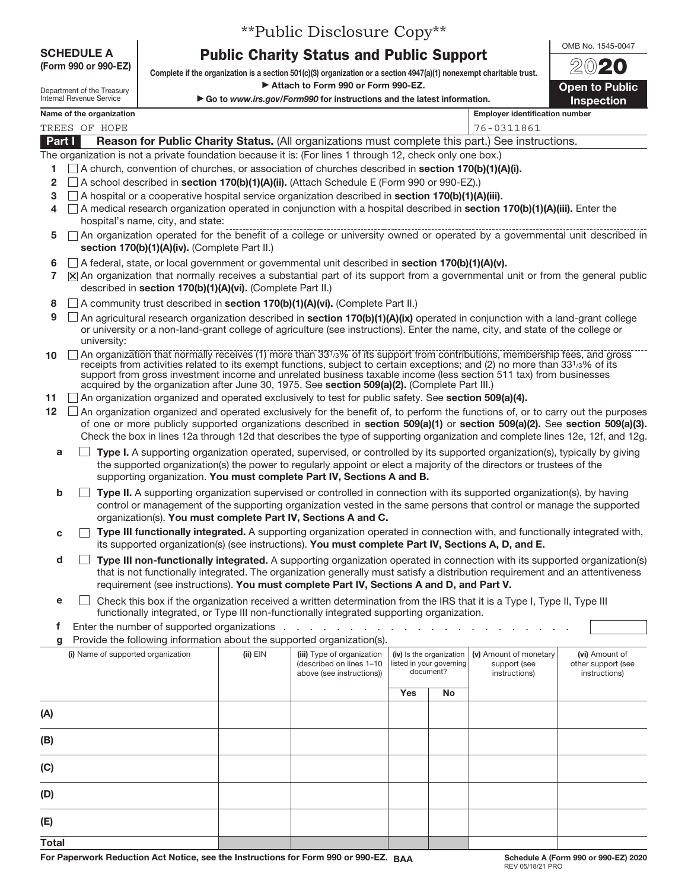\*\*Public Disclosure Copy\*\*

**SCHEDULE A**
**(Form 990 or 990-EZ)**

Department of the Treasury
Internal Revenue Service

# Public Charity Status and Public Support

**Complete if the organization is a section 501(c)(3) organization or a section 4947(a)(1) nonexempt charitable trust.**
**► Attach to Form 990 or Form 990-EZ.**
**► Go to *www.irs.gov/Form990* for instructions and the latest information.**

OMB No. 1545-0047
**2020**
**Open to Public Inspection**

**Name of the organization:** TREES OF HOPE
**Employer identification number:** 76-0311861

## Part I Reason for Public Charity Status. (All organizations must complete this part.) See instructions.

The organization is not a private foundation because it is: (For lines 1 through 12, check only one box.)

1. ☐ A church, convention of churches, or association of churches described in **section 170(b)(1)(A)(i).**
2. ☐ A school described in **section 170(b)(1)(A)(ii).** (Attach Schedule E (Form 990 or 990-EZ).)
3. ☐ A hospital or a cooperative hospital service organization described in **section 170(b)(1)(A)(iii).**
4. ☐ A medical research organization operated in conjunction with a hospital described in **section 170(b)(1)(A)(iii).** Enter the hospital's name, city, and state:
5. ☐ An organization operated for the benefit of a college or university owned or operated by a governmental unit described in **section 170(b)(1)(A)(iv).** (Complete Part II.)
6. ☐ A federal, state, or local government or governmental unit described in **section 170(b)(1)(A)(v).**
7. ☒ An organization that normally receives a substantial part of its support from a governmental unit or from the general public described in **section 170(b)(1)(A)(vi).** (Complete Part II.)
8. ☐ A community trust described in **section 170(b)(1)(A)(vi).** (Complete Part II.)
9. ☐ An agricultural research organization described in **section 170(b)(1)(A)(ix)** operated in conjunction with a land-grant college or university or a non-land-grant college of agriculture (see instructions). Enter the name, city, and state of the college or university:
10. ☐ An organization that normally receives (1) more than 33 1/3% of its support from contributions, membership fees, and gross receipts from activities related to its exempt functions, subject to certain exceptions; and (2) no more than 33 1/3% of its support from gross investment income and unrelated business taxable income (less section 511 tax) from businesses acquired by the organization after June 30, 1975. See **section 509(a)(2).** (Complete Part III.)
11. ☐ An organization organized and operated exclusively to test for public safety. See **section 509(a)(4).**
12. ☐ An organization organized and operated exclusively for the benefit of, to perform the functions of, or to carry out the purposes of one or more publicly supported organizations described in **section 509(a)(1)** or **section 509(a)(2).** See **section 509(a)(3).** Check the box in lines 12a through 12d that describes the type of supporting organization and complete lines 12e, 12f, and 12g.
   - **a** ☐ **Type I.** A supporting organization operated, supervised, or controlled by its supported organization(s), typically by giving the supported organization(s) the power to regularly appoint or elect a majority of the directors or trustees of the supporting organization. **You must complete Part IV, Sections A and B.**
   - **b** ☐ **Type II.** A supporting organization supervised or controlled in connection with its supported organization(s), by having control or management of the supporting organization vested in the same persons that control or manage the supported organization(s). **You must complete Part IV, Sections A and C.**
   - **c** ☐ **Type III functionally integrated.** A supporting organization operated in connection with, and functionally integrated with, its supported organization(s) (see instructions). **You must complete Part IV, Sections A, D, and E.**
   - **d** ☐ **Type III non-functionally integrated.** A supporting organization operated in connection with its supported organization(s) that is not functionally integrated. The organization generally must satisfy a distribution requirement and an attentiveness requirement (see instructions). **You must complete Part IV, Sections A and D, and Part V.**
   - **e** ☐ Check this box if the organization received a written determination from the IRS that it is a Type I, Type II, Type III functionally integrated, or Type III non-functionally integrated supporting organization.
   - **f** Enter the number of supported organizations
   - **g** Provide the following information about the supported organization(s).

| (i) Name of supported organization | (ii) EIN | (iii) Type of organization (described on lines 1–10 above (see instructions)) | (iv) Is the organization listed in your governing document? Yes | No | (v) Amount of monetary support (see instructions) | (vi) Amount of other support (see instructions) |
|---|---|---|---|---|---|---|
| (A) | | | | | | |
| (B) | | | | | | |
| (C) | | | | | | |
| (D) | | | | | | |
| (E) | | | | | | |
| Total | | | | | | |

**For Paperwork Reduction Act Notice, see the Instructions for Form 990 or 990-EZ.** BAA

**Schedule A (Form 990 or 990-EZ) 2020**
REV 05/18/21 PRO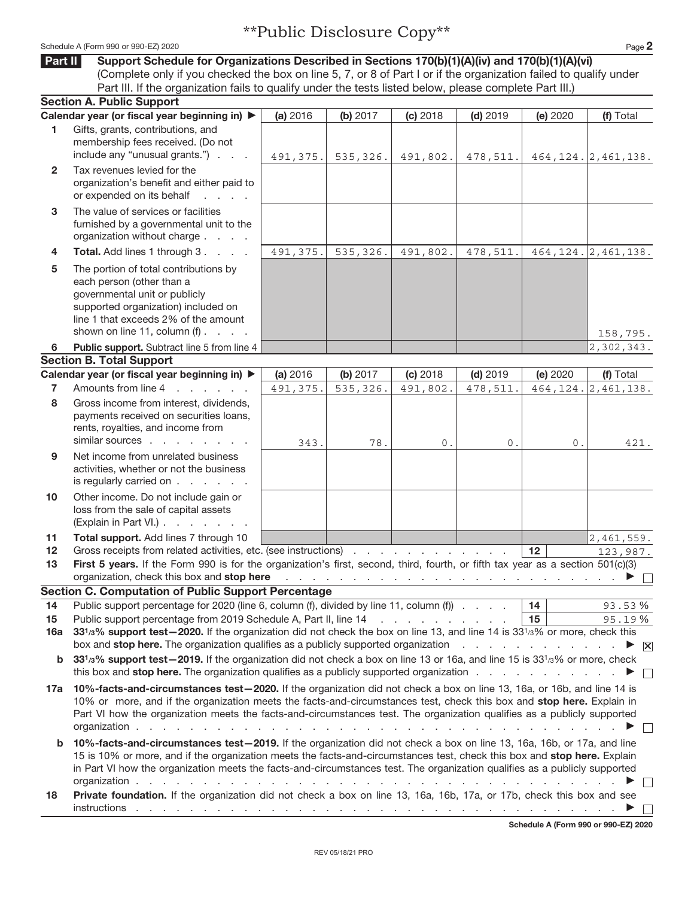**Public Disclosure Copy**

Schedule A (Form 990 or 990-EZ) 2020

**Part II** **Support Schedule for Organizations Described in Sections 170(b)(1)(A)(iv) and 170(b)(1)(A)(vi)**
(Complete only if you checked the box on line 5, 7, or 8 of Part I or if the organization failed to qualify under Part III. If the organization fails to qualify under the tests listed below, please complete Part III.)

**Section A. Public Support**

| | Calendar year (or fiscal year beginning in) ▶ | (a) 2016 | (b) 2017 | (c) 2018 | (d) 2019 | (e) 2020 | (f) Total |
|---|---|---|---|---|---|---|---|
| 1 | Gifts, grants, contributions, and membership fees received. (Do not include any "unusual grants.") | 491,375. | 535,326. | 491,802. | 478,511. | 464,124. | 2,461,138. |
| 2 | Tax revenues levied for the organization's benefit and either paid to or expended on its behalf | | | | | | |
| 3 | The value of services or facilities furnished by a governmental unit to the organization without charge | | | | | | |
| 4 | **Total.** Add lines 1 through 3 | 491,375. | 535,326. | 491,802. | 478,511. | 464,124. | 2,461,138. |
| 5 | The portion of total contributions by each person (other than a governmental unit or publicly supported organization) included on line 1 that exceeds 2% of the amount shown on line 11, column (f) | | | | | | 158,795. |
| 6 | **Public support.** Subtract line 5 from line 4 | | | | | | 2,302,343. |

**Section B. Total Support**

| | Calendar year (or fiscal year beginning in) ▶ | (a) 2016 | (b) 2017 | (c) 2018 | (d) 2019 | (e) 2020 | (f) Total |
|---|---|---|---|---|---|---|---|
| 7 | Amounts from line 4 | 491,375. | 535,326. | 491,802. | 478,511. | 464,124. | 2,461,138. |
| 8 | Gross income from interest, dividends, payments received on securities loans, rents, royalties, and income from similar sources | 343. | 78. | 0. | 0. | 0. | 421. |
| 9 | Net income from unrelated business activities, whether or not the business is regularly carried on | | | | | | |
| 10 | Other income. Do not include gain or loss from the sale of capital assets (Explain in Part VI.) | | | | | | |
| 11 | **Total support.** Add lines 7 through 10 | | | | | | 2,461,559. |

12 Gross receipts from related activities, etc. (see instructions) . . . 12 | 123,987.

13 **First 5 years.** If the Form 990 is for the organization's first, second, third, fourth, or fifth tax year as a section 501(c)(3) organization, check this box and **stop here** ▶ ☐

**Section C. Computation of Public Support Percentage**

14 Public support percentage for 2020 (line 6, column (f), divided by line 11, column (f)) . . . 14 | 93.53 %

15 Public support percentage from 2019 Schedule A, Part II, line 14 . . . 15 | 95.19 %

16a **33 1/3% support test—2020.** If the organization did not check the box on line 13, and line 14 is 33 1/3% or more, check this box and **stop here.** The organization qualifies as a publicly supported organization ▶ ☒

b **33 1/3% support test—2019.** If the organization did not check a box on line 13 or 16a, and line 15 is 33 1/3% or more, check this box and **stop here.** The organization qualifies as a publicly supported organization ▶ ☐

17a **10%-facts-and-circumstances test—2020.** If the organization did not check a box on line 13, 16a, or 16b, and line 14 is 10% or more, and if the organization meets the facts-and-circumstances test, check this box and **stop here.** Explain in Part VI how the organization meets the facts-and-circumstances test. The organization qualifies as a publicly supported organization ▶ ☐

b **10%-facts-and-circumstances test—2019.** If the organization did not check a box on line 13, 16a, 16b, or 17a, and line 15 is 10% or more, and if the organization meets the facts-and-circumstances test, check this box and **stop here.** Explain in Part VI how the organization meets the facts-and-circumstances test. The organization qualifies as a publicly supported organization ▶ ☐

18 **Private foundation.** If the organization did not check a box on line 13, 16a, 16b, 17a, or 17b, check this box and see instructions ▶ ☐

**Schedule A (Form 990 or 990-EZ) 2020**

REV 05/18/21 PRO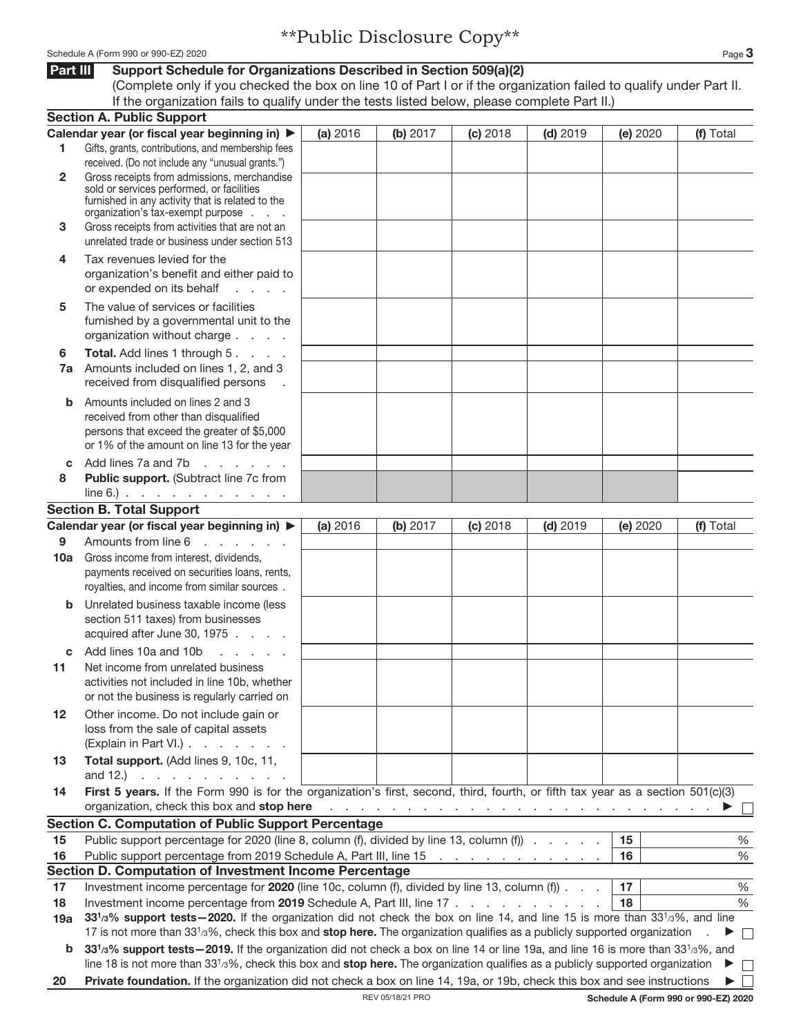**Public Disclosure Copy**

## Part III Support Schedule for Organizations Described in Section 509(a)(2)

(Complete only if you checked the box on line 10 of Part I or if the organization failed to qualify under Part II. If the organization fails to qualify under the tests listed below, please complete Part II.)

### Section A. Public Support

| Calendar year (or fiscal year beginning in) ▶ | (a) 2016 | (b) 2017 | (c) 2018 | (d) 2019 | (e) 2020 | (f) Total |
|---|---|---|---|---|---|---|
| 1 Gifts, grants, contributions, and membership fees received. (Do not include any "unusual grants.") | | | | | | |
| 2 Gross receipts from admissions, merchandise sold or services performed, or facilities furnished in any activity that is related to the organization's tax-exempt purpose | | | | | | |
| 3 Gross receipts from activities that are not an unrelated trade or business under section 513 | | | | | | |
| 4 Tax revenues levied for the organization's benefit and either paid to or expended on its behalf | | | | | | |
| 5 The value of services or facilities furnished by a governmental unit to the organization without charge | | | | | | |
| 6 **Total.** Add lines 1 through 5 | | | | | | |
| 7a Amounts included on lines 1, 2, and 3 received from disqualified persons | | | | | | |
| b Amounts included on lines 2 and 3 received from other than disqualified persons that exceed the greater of $5,000 or 1% of the amount on line 13 for the year | | | | | | |
| c Add lines 7a and 7b | | | | | | |
| 8 **Public support.** (Subtract line 7c from line 6.) | | | | | | |

### Section B. Total Support

| Calendar year (or fiscal year beginning in) ▶ | (a) 2016 | (b) 2017 | (c) 2018 | (d) 2019 | (e) 2020 | (f) Total |
|---|---|---|---|---|---|---|
| 9 Amounts from line 6 | | | | | | |
| 10a Gross income from interest, dividends, payments received on securities loans, rents, royalties, and income from similar sources | | | | | | |
| b Unrelated business taxable income (less section 511 taxes) from businesses acquired after June 30, 1975 | | | | | | |
| c Add lines 10a and 10b | | | | | | |
| 11 Net income from unrelated business activities not included in line 10b, whether or not the business is regularly carried on | | | | | | |
| 12 Other income. Do not include gain or loss from the sale of capital assets (Explain in Part VI.) | | | | | | |
| 13 **Total support.** (Add lines 9, 10c, 11, and 12.) | | | | | | |

14 **First 5 years.** If the Form 990 is for the organization's first, second, third, fourth, or fifth tax year as a section 501(c)(3) organization, check this box and **stop here** ▶ ☐

### Section C. Computation of Public Support Percentage

| | | | |
|---|---|---|---|
| 15 | Public support percentage for 2020 (line 8, column (f), divided by line 13, column (f)) | 15 | % |
| 16 | Public support percentage from 2019 Schedule A, Part III, line 15 | 16 | % |

### Section D. Computation of Investment Income Percentage

| | | | |
|---|---|---|---|
| 17 | Investment income percentage for **2020** (line 10c, column (f), divided by line 13, column (f)) | 17 | % |
| 18 | Investment income percentage from **2019** Schedule A, Part III, line 17 | 18 | % |

19a **33 1/3% support tests—2020.** If the organization did not check the box on line 14, and line 15 is more than 33 1/3%, and line 17 is not more than 33 1/3%, check this box and **stop here.** The organization qualifies as a publicly supported organization ▶ ☐

b **33 1/3% support tests—2019.** If the organization did not check a box on line 14 or line 19a, and line 16 is more than 33 1/3%, and line 18 is not more than 33 1/3%, check this box and **stop here.** The organization qualifies as a publicly supported organization ▶ ☐

20 **Private foundation.** If the organization did not check a box on line 14, 19a, or 19b, check this box and see instructions ▶ ☐

REV 05/18/21 PRO

**Schedule A (Form 990 or 990-EZ) 2020**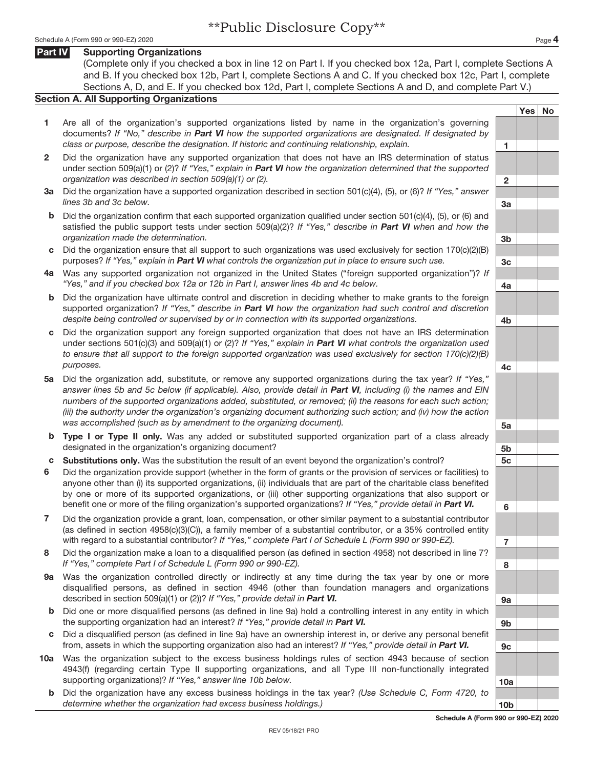**Public Disclosure Copy**

## Part IV Supporting Organizations

(Complete only if you checked a box in line 12 on Part I. If you checked box 12a, Part I, complete Sections A and B. If you checked box 12b, Part I, complete Sections A and C. If you checked box 12c, Part I, complete Sections A, D, and E. If you checked box 12d, Part I, complete Sections A and D, and complete Part V.)

### Section A. All Supporting Organizations

| | | Line | Yes | No |
|---|---|---|---|---|
| **1** | Are all of the organization's supported organizations listed by name in the organization's governing documents? *If "No," describe in **Part VI** how the supported organizations are designated. If designated by class or purpose, describe the designation. If historic and continuing relationship, explain.* | 1 | | |
| **2** | Did the organization have any supported organization that does not have an IRS determination of status under section 509(a)(1) or (2)? *If "Yes," explain in **Part VI** how the organization determined that the supported organization was described in section 509(a)(1) or (2).* | 2 | | |
| **3a** | Did the organization have a supported organization described in section 501(c)(4), (5), or (6)? *If "Yes," answer lines 3b and 3c below.* | 3a | | |
| **b** | Did the organization confirm that each supported organization qualified under section 501(c)(4), (5), or (6) and satisfied the public support tests under section 509(a)(2)? *If "Yes," describe in **Part VI** when and how the organization made the determination.* | 3b | | |
| **c** | Did the organization ensure that all support to such organizations was used exclusively for section 170(c)(2)(B) purposes? *If "Yes," explain in **Part VI** what controls the organization put in place to ensure such use.* | 3c | | |
| **4a** | Was any supported organization not organized in the United States ("foreign supported organization")? *If "Yes," and if you checked box 12a or 12b in Part I, answer lines 4b and 4c below.* | 4a | | |
| **b** | Did the organization have ultimate control and discretion in deciding whether to make grants to the foreign supported organization? *If "Yes," describe in **Part VI** how the organization had such control and discretion despite being controlled or supervised by or in connection with its supported organizations.* | 4b | | |
| **c** | Did the organization support any foreign supported organization that does not have an IRS determination under sections 501(c)(3) and 509(a)(1) or (2)? *If "Yes," explain in **Part VI** what controls the organization used to ensure that all support to the foreign supported organization was used exclusively for section 170(c)(2)(B) purposes.* | 4c | | |
| **5a** | Did the organization add, substitute, or remove any supported organizations during the tax year? *If "Yes," answer lines 5b and 5c below (if applicable). Also, provide detail in **Part VI**, including (i) the names and EIN numbers of the supported organizations added, substituted, or removed; (ii) the reasons for each such action; (iii) the authority under the organization's organizing document authorizing such action; and (iv) how the action was accomplished (such as by amendment to the organizing document).* | 5a | | |
| **b** | **Type I or Type II only.** Was any added or substituted supported organization part of a class already designated in the organization's organizing document? | 5b | | |
| **c** | **Substitutions only.** Was the substitution the result of an event beyond the organization's control? | 5c | | |
| **6** | Did the organization provide support (whether in the form of grants or the provision of services or facilities) to anyone other than (i) its supported organizations, (ii) individuals that are part of the charitable class benefited by one or more of its supported organizations, or (iii) other supporting organizations that also support or benefit one or more of the filing organization's supported organizations? *If "Yes," provide detail in **Part VI.*** | 6 | | |
| **7** | Did the organization provide a grant, loan, compensation, or other similar payment to a substantial contributor (as defined in section 4958(c)(3)(C)), a family member of a substantial contributor, or a 35% controlled entity with regard to a substantial contributor? *If "Yes," complete Part I of Schedule L (Form 990 or 990-EZ).* | 7 | | |
| **8** | Did the organization make a loan to a disqualified person (as defined in section 4958) not described in line 7? *If "Yes," complete Part I of Schedule L (Form 990 or 990-EZ).* | 8 | | |
| **9a** | Was the organization controlled directly or indirectly at any time during the tax year by one or more disqualified persons, as defined in section 4946 (other than foundation managers and organizations described in section 509(a)(1) or (2))? *If "Yes," provide detail in **Part VI.*** | 9a | | |
| **b** | Did one or more disqualified persons (as defined in line 9a) hold a controlling interest in any entity in which the supporting organization had an interest? *If "Yes," provide detail in **Part VI.*** | 9b | | |
| **c** | Did a disqualified person (as defined in line 9a) have an ownership interest in, or derive any personal benefit from, assets in which the supporting organization also had an interest? *If "Yes," provide detail in **Part VI.*** | 9c | | |
| **10a** | Was the organization subject to the excess business holdings rules of section 4943 because of section 4943(f) (regarding certain Type II supporting organizations, and all Type III non-functionally integrated supporting organizations)? *If "Yes," answer line 10b below.* | 10a | | |
| **b** | Did the organization have any excess business holdings in the tax year? *(Use Schedule C, Form 4720, to determine whether the organization had excess business holdings.)* | 10b | | |

**Schedule A (Form 990 or 990-EZ) 2020**

REV 05/18/21 PRO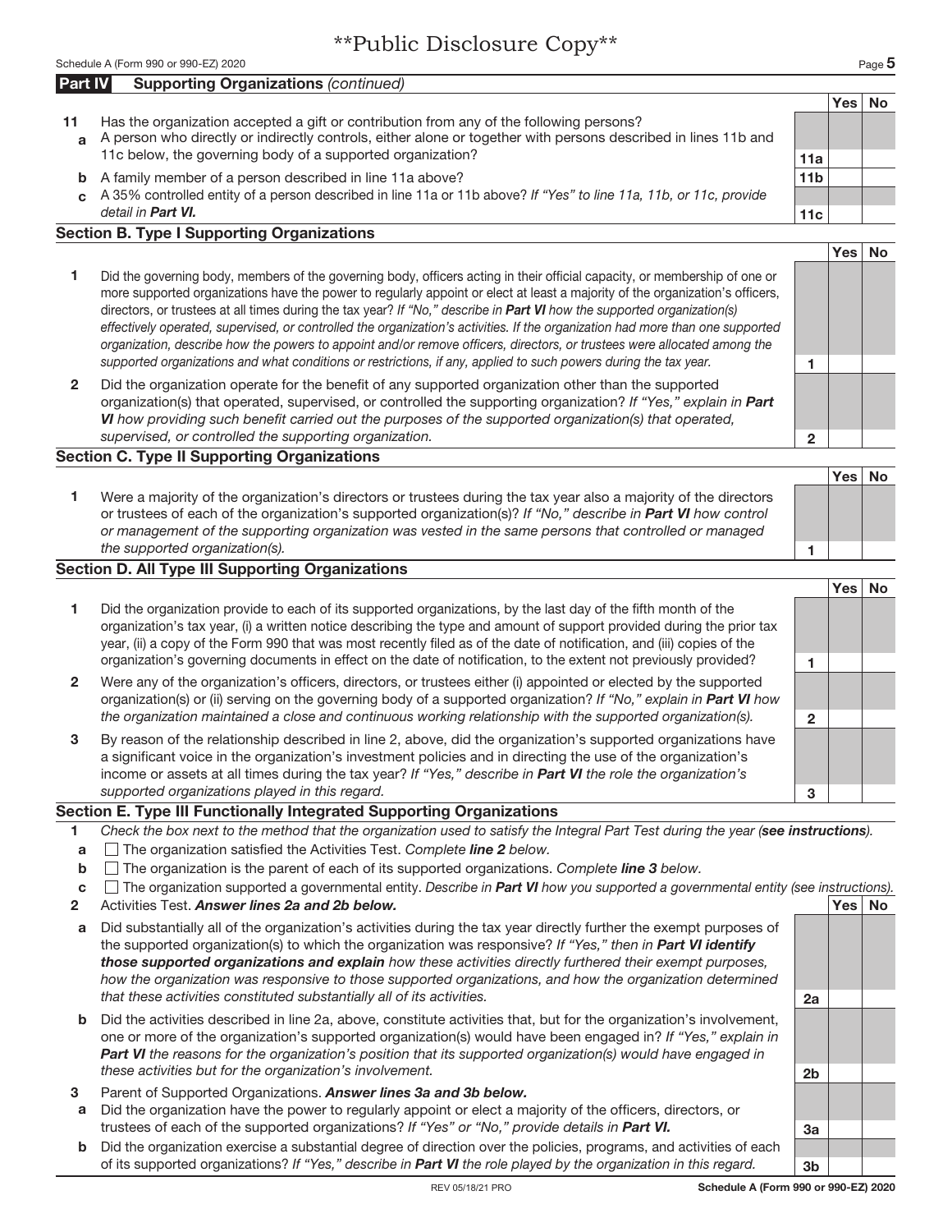**Public Disclosure Copy**

Schedule A (Form 990 or 990-EZ) 2020

## Part IV Supporting Organizations *(continued)*

| | | | Yes | No |
|---|---|---|---|---|
| **11** | Has the organization accepted a gift or contribution from any of the following persons? | | | |
| **a** | A person who directly or indirectly controls, either alone or together with persons described in lines 11b and 11c below, the governing body of a supported organization? | **11a** | | |
| **b** | A family member of a person described in line 11a above? | **11b** | | |
| **c** | A 35% controlled entity of a person described in line 11a or 11b above? *If "Yes" to line 11a, 11b, or 11c, provide detail in* ***Part VI.*** | **11c** | | |

### Section B. Type I Supporting Organizations

| | | | Yes | No |
|---|---|---|---|---|
| **1** | Did the governing body, members of the governing body, officers acting in their official capacity, or membership of one or more supported organizations have the power to regularly appoint or elect at least a majority of the organization's officers, directors, or trustees at all times during the tax year? *If "No," describe in* ***Part VI*** *how the supported organization(s) effectively operated, supervised, or controlled the organization's activities. If the organization had more than one supported organization, describe how the powers to appoint and/or remove officers, directors, or trustees were allocated among the supported organizations and what conditions or restrictions, if any, applied to such powers during the tax year.* | **1** | | |
| **2** | Did the organization operate for the benefit of any supported organization other than the supported organization(s) that operated, supervised, or controlled the supporting organization? *If "Yes," explain in* ***Part VI*** *how providing such benefit carried out the purposes of the supported organization(s) that operated, supervised, or controlled the supporting organization.* | **2** | | |

### Section C. Type II Supporting Organizations

| | | | Yes | No |
|---|---|---|---|---|
| **1** | Were a majority of the organization's directors or trustees during the tax year also a majority of the directors or trustees of each of the organization's supported organization(s)? *If "No," describe in* ***Part VI*** *how control or management of the supporting organization was vested in the same persons that controlled or managed the supported organization(s).* | **1** | | |

### Section D. All Type III Supporting Organizations

| | | | Yes | No |
|---|---|---|---|---|
| **1** | Did the organization provide to each of its supported organizations, by the last day of the fifth month of the organization's tax year, (i) a written notice describing the type and amount of support provided during the prior tax year, (ii) a copy of the Form 990 that was most recently filed as of the date of notification, and (iii) copies of the organization's governing documents in effect on the date of notification, to the extent not previously provided? | **1** | | |
| **2** | Were any of the organization's officers, directors, or trustees either (i) appointed or elected by the supported organization(s) or (ii) serving on the governing body of a supported organization? *If "No," explain in* ***Part VI*** *how the organization maintained a close and continuous working relationship with the supported organization(s).* | **2** | | |
| **3** | By reason of the relationship described in line 2, above, did the organization's supported organizations have a significant voice in the organization's investment policies and in directing the use of the organization's income or assets at all times during the tax year? *If "Yes," describe in* ***Part VI*** *the role the organization's supported organizations played in this regard.* | **3** | | |

### Section E. Type III Functionally Integrated Supporting Organizations

**1** *Check the box next to the method that the organization used to satisfy the Integral Part Test during the year (**see instructions**).*

- **a** ☐ The organization satisfied the Activities Test. *Complete **line 2** below.*
- **b** ☐ The organization is the parent of each of its supported organizations. *Complete **line 3** below.*
- **c** ☐ The organization supported a governmental entity. *Describe in **Part VI** how you supported a governmental entity (see instructions).*

| | | | Yes | No |
|---|---|---|---|---|
| **2** | Activities Test. ***Answer lines 2a and 2b below.*** | | | |
| **a** | Did substantially all of the organization's activities during the tax year directly further the exempt purposes of the supported organization(s) to which the organization was responsive? *If "Yes," then in* ***Part VI identify those supported organizations and explain*** *how these activities directly furthered their exempt purposes, how the organization was responsive to those supported organizations, and how the organization determined that these activities constituted substantially all of its activities.* | **2a** | | |
| **b** | Did the activities described in line 2a, above, constitute activities that, but for the organization's involvement, one or more of the organization's supported organization(s) would have been engaged in? *If "Yes," explain in* ***Part VI*** *the reasons for the organization's position that its supported organization(s) would have engaged in these activities but for the organization's involvement.* | **2b** | | |
| **3** | Parent of Supported Organizations. ***Answer lines 3a and 3b below.*** | | | |
| **a** | Did the organization have the power to regularly appoint or elect a majority of the officers, directors, or trustees of each of the supported organizations? *If "Yes" or "No," provide details in* ***Part VI.*** | **3a** | | |
| **b** | Did the organization exercise a substantial degree of direction over the policies, programs, and activities of each of its supported organizations? *If "Yes," describe in* ***Part VI*** *the role played by the organization in this regard.* | **3b** | | |

REV 05/18/21 PRO **Schedule A (Form 990 or 990-EZ) 2020**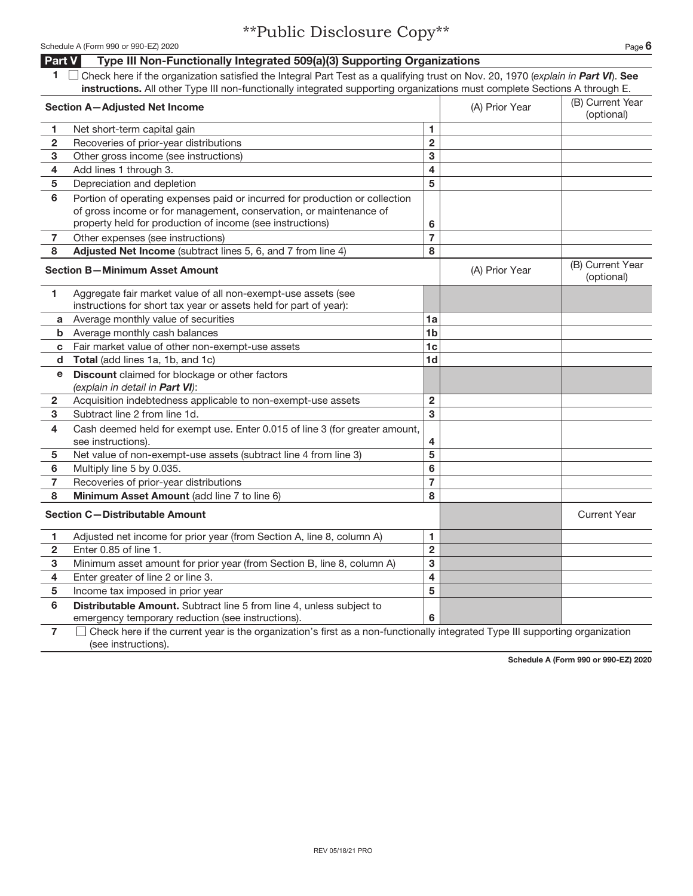**Public Disclosure Copy**

## Part V Type III Non-Functionally Integrated 509(a)(3) Supporting Organizations

1 ☐ Check here if the organization satisfied the Integral Part Test as a qualifying trust on Nov. 20, 1970 (*explain in **Part VI***). **See instructions.** All other Type III non-functionally integrated supporting organizations must complete Sections A through E.

| **Section A—Adjusted Net Income** | | | (A) Prior Year | (B) Current Year (optional) |
|---|---|---|---|---|
| 1 | Net short-term capital gain | 1 | | |
| 2 | Recoveries of prior-year distributions | 2 | | |
| 3 | Other gross income (see instructions) | 3 | | |
| 4 | Add lines 1 through 3. | 4 | | |
| 5 | Depreciation and depletion | 5 | | |
| 6 | Portion of operating expenses paid or incurred for production or collection of gross income or for management, conservation, or maintenance of property held for production of income (see instructions) | 6 | | |
| 7 | Other expenses (see instructions) | 7 | | |
| 8 | **Adjusted Net Income** (subtract lines 5, 6, and 7 from line 4) | 8 | | |

| **Section B—Minimum Asset Amount** | | | (A) Prior Year | (B) Current Year (optional) |
|---|---|---|---|---|
| 1 | Aggregate fair market value of all non-exempt-use assets (see instructions for short tax year or assets held for part of year): | | | |
| a | Average monthly value of securities | 1a | | |
| b | Average monthly cash balances | 1b | | |
| c | Fair market value of other non-exempt-use assets | 1c | | |
| d | **Total** (add lines 1a, 1b, and 1c) | 1d | | |
| e | **Discount** claimed for blockage or other factors *(explain in detail in **Part VI**)*: | | | |
| 2 | Acquisition indebtedness applicable to non-exempt-use assets | 2 | | |
| 3 | Subtract line 2 from line 1d. | 3 | | |
| 4 | Cash deemed held for exempt use. Enter 0.015 of line 3 (for greater amount, see instructions). | 4 | | |
| 5 | Net value of non-exempt-use assets (subtract line 4 from line 3) | 5 | | |
| 6 | Multiply line 5 by 0.035. | 6 | | |
| 7 | Recoveries of prior-year distributions | 7 | | |
| 8 | **Minimum Asset Amount** (add line 7 to line 6) | 8 | | |

| **Section C—Distributable Amount** | | | | Current Year |
|---|---|---|---|---|
| 1 | Adjusted net income for prior year (from Section A, line 8, column A) | 1 | | |
| 2 | Enter 0.85 of line 1. | 2 | | |
| 3 | Minimum asset amount for prior year (from Section B, line 8, column A) | 3 | | |
| 4 | Enter greater of line 2 or line 3. | 4 | | |
| 5 | Income tax imposed in prior year | 5 | | |
| 6 | **Distributable Amount.** Subtract line 5 from line 4, unless subject to emergency temporary reduction (see instructions). | 6 | | |

7 ☐ Check here if the current year is the organization's first as a non-functionally integrated Type III supporting organization (see instructions).

**Schedule A (Form 990 or 990-EZ) 2020**

REV 05/18/21 PRO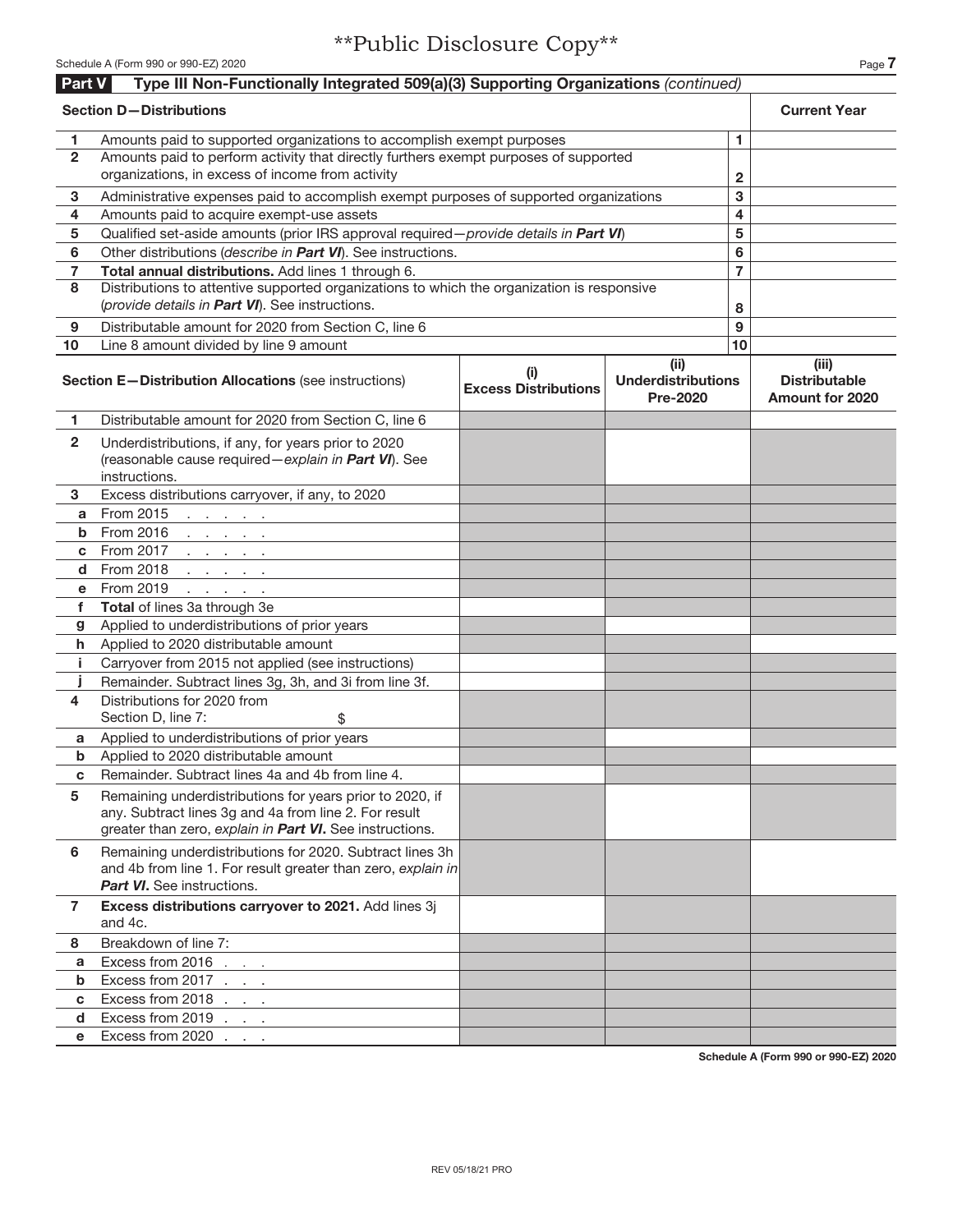\*\*Public Disclosure Copy\*\*

Schedule A (Form 990 or 990-EZ) 2020

## Part V Type III Non-Functionally Integrated 509(a)(3) Supporting Organizations *(continued)*

| | Section D—Distributions | | Current Year |
|---|---|---|---|
| 1 | Amounts paid to supported organizations to accomplish exempt purposes | 1 | |
| 2 | Amounts paid to perform activity that directly furthers exempt purposes of supported organizations, in excess of income from activity | 2 | |
| 3 | Administrative expenses paid to accomplish exempt purposes of supported organizations | 3 | |
| 4 | Amounts paid to acquire exempt-use assets | 4 | |
| 5 | Qualified set-aside amounts (prior IRS approval required—*provide details in* ***Part VI***) | 5 | |
| 6 | Other distributions (*describe in* ***Part VI***). See instructions. | 6 | |
| 7 | **Total annual distributions.** Add lines 1 through 6. | 7 | |
| 8 | Distributions to attentive supported organizations to which the organization is responsive (*provide details in* ***Part VI***). See instructions. | 8 | |
| 9 | Distributable amount for 2020 from Section C, line 6 | 9 | |
| 10 | Line 8 amount divided by line 9 amount | 10 | |

| | Section E—Distribution Allocations (see instructions) | (i) Excess Distributions | (ii) Underdistributions Pre-2020 | (iii) Distributable Amount for 2020 |
|---|---|---|---|---|
| 1 | Distributable amount for 2020 from Section C, line 6 | | | |
| 2 | Underdistributions, if any, for years prior to 2020 (reasonable cause required—*explain in* ***Part VI***). See instructions. | | | |
| 3 | Excess distributions carryover, if any, to 2020 | | | |
| a | From 2015 | | | |
| b | From 2016 | | | |
| c | From 2017 | | | |
| d | From 2018 | | | |
| e | From 2019 | | | |
| f | **Total** of lines 3a through 3e | | | |
| g | Applied to underdistributions of prior years | | | |
| h | Applied to 2020 distributable amount | | | |
| i | Carryover from 2015 not applied (see instructions) | | | |
| j | Remainder. Subtract lines 3g, 3h, and 3i from line 3f. | | | |
| 4 | Distributions for 2020 from Section D, line 7: $ | | | |
| a | Applied to underdistributions of prior years | | | |
| b | Applied to 2020 distributable amount | | | |
| c | Remainder. Subtract lines 4a and 4b from line 4. | | | |
| 5 | Remaining underdistributions for years prior to 2020, if any. Subtract lines 3g and 4a from line 2. For result greater than zero, *explain in* ***Part VI***. See instructions. | | | |
| 6 | Remaining underdistributions for 2020. Subtract lines 3h and 4b from line 1. For result greater than zero, *explain in* ***Part VI***. See instructions. | | | |
| 7 | **Excess distributions carryover to 2021.** Add lines 3j and 4c. | | | |
| 8 | Breakdown of line 7: | | | |
| a | Excess from 2016 | | | |
| b | Excess from 2017 | | | |
| c | Excess from 2018 | | | |
| d | Excess from 2019 | | | |
| e | Excess from 2020 | | | |

Schedule A (Form 990 or 990-EZ) 2020

REV 05/18/21 PRO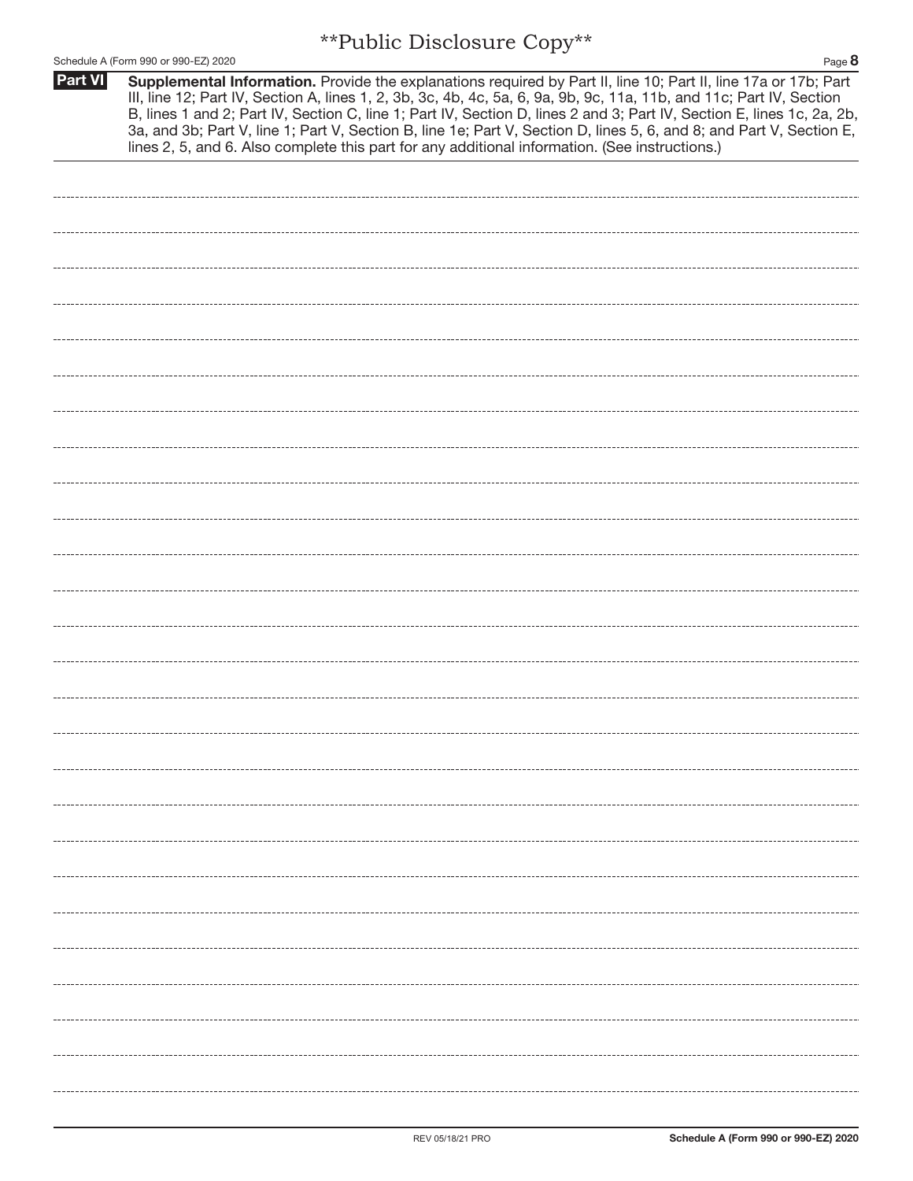**Public Disclosure Copy**

**Part VI** **Supplemental Information.** Provide the explanations required by Part II, line 10; Part II, line 17a or 17b; Part III, line 12; Part IV, Section A, lines 1, 2, 3b, 3c, 4b, 4c, 5a, 6, 9a, 9b, 9c, 11a, 11b, and 11c; Part IV, Section B, lines 1 and 2; Part IV, Section C, line 1; Part IV, Section D, lines 2 and 3; Part IV, Section E, lines 1c, 2a, 2b, 3a, and 3b; Part V, line 1; Part V, Section B, line 1e; Part V, Section D, lines 5, 6, and 8; and Part V, Section E, lines 2, 5, and 6. Also complete this part for any additional information. (See instructions.)

REV 05/18/21 PRO

**Schedule A (Form 990 or 990-EZ) 2020**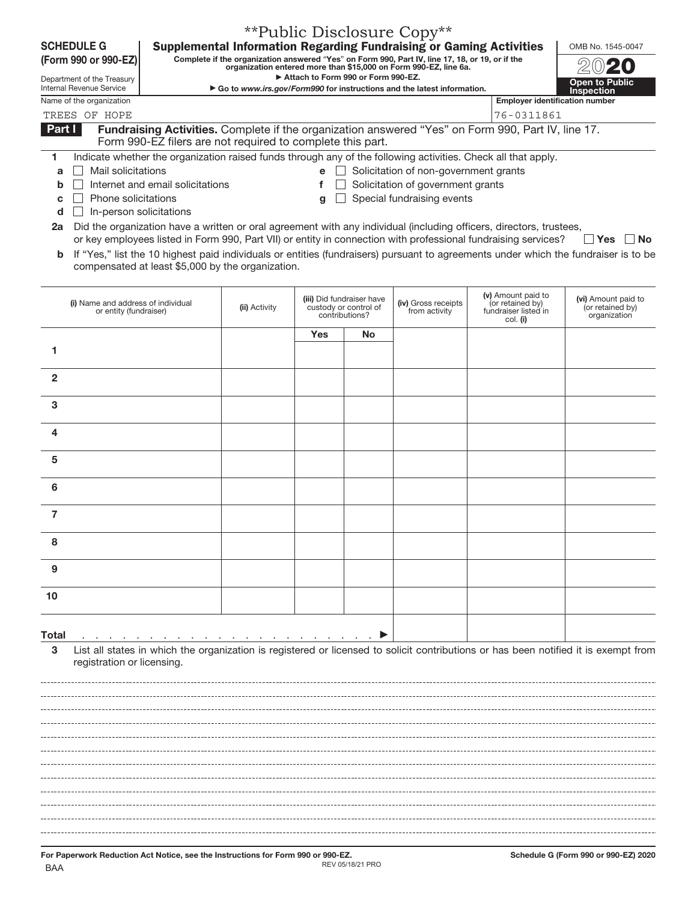\*\*Public Disclosure Copy\*\*

**SCHEDULE G (Form 990 or 990-EZ)**

Department of the Treasury
Internal Revenue Service

# Supplemental Information Regarding Fundraising or Gaming Activities

**Complete if the organization answered "Yes" on Form 990, Part IV, line 17, 18, or 19, or if the organization entered more than $15,000 on Form 990-EZ, line 6a.**

► Attach to Form 990 or Form 990-EZ.

► Go to *www.irs.gov/Form990* for instructions and the latest information.

OMB No. 1545-0047

2020

**Open to Public Inspection**

Name of the organization: TREES OF HOPE

Employer identification number: 76-0311861

**Part I** **Fundraising Activities.** Complete if the organization answered "Yes" on Form 990, Part IV, line 17. Form 990-EZ filers are not required to complete this part.

**1** Indicate whether the organization raised funds through any of the following activities. Check all that apply.

- **a** ☐ Mail solicitations
- **b** ☐ Internet and email solicitations
- **c** ☐ Phone solicitations
- **d** ☐ In-person solicitations
- **e** ☐ Solicitation of non-government grants
- **f** ☐ Solicitation of government grants
- **g** ☐ Special fundraising events

**2a** Did the organization have a written or oral agreement with any individual (including officers, directors, trustees, or key employees listed in Form 990, Part VII) or entity in connection with professional fundraising services? ☐ **Yes** ☐ **No**

**b** If "Yes," list the 10 highest paid individuals or entities (fundraisers) pursuant to agreements under which the fundraiser is to be compensated at least $5,000 by the organization.

| | (i) Name and address of individual or entity (fundraiser) | (ii) Activity | (iii) Did fundraiser have custody or control of contributions? | | (iv) Gross receipts from activity | (v) Amount paid to (or retained by) fundraiser listed in col. (i) | (vi) Amount paid to (or retained by) organization |
|---|---|---|---|---|---|---|---|
| | | | Yes | No | | | |
| 1 | | | | | | | |
| 2 | | | | | | | |
| 3 | | | | | | | |
| 4 | | | | | | | |
| 5 | | | | | | | |
| 6 | | | | | | | |
| 7 | | | | | | | |
| 8 | | | | | | | |
| 9 | | | | | | | |
| 10 | | | | | | | |
| **Total** ► | | | | | | | |

**3** List all states in which the organization is registered or licensed to solicit contributions or has been notified it is exempt from registration or licensing.

**For Paperwork Reduction Act Notice, see the Instructions for Form 990 or 990-EZ.**

BAA REV 05/18/21 PRO

**Schedule G (Form 990 or 990-EZ) 2020**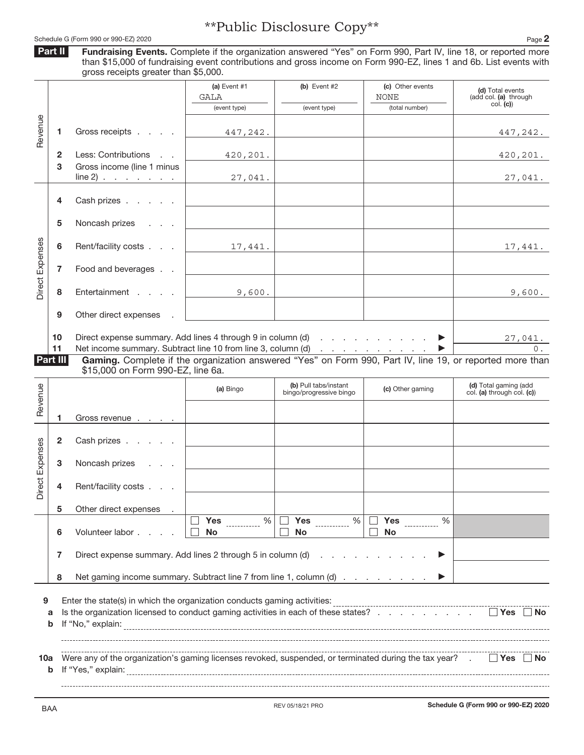**Public Disclosure Copy**

Schedule G (Form 990 or 990-EZ) 2020

## Part II Fundraising Events.

Complete if the organization answered "Yes" on Form 990, Part IV, line 18, or reported more than $15,000 of fundraising event contributions and gross income on Form 990-EZ, lines 1 and 6b. List events with gross receipts greater than $5,000.

| | | | (a) Event #1 GALA (event type) | (b) Event #2 (event type) | (c) Other events NONE (total number) | (d) Total events (add col. (a) through col. (c)) |
|---|---|---|---|---|---|---|
| Revenue | 1 | Gross receipts | 447,242. | | | 447,242. |
| | 2 | Less: Contributions | 420,201. | | | 420,201. |
| | 3 | Gross income (line 1 minus line 2) | 27,041. | | | 27,041. |
| Direct Expenses | 4 | Cash prizes | | | | |
| | 5 | Noncash prizes | | | | |
| | 6 | Rent/facility costs | 17,441. | | | 17,441. |
| | 7 | Food and beverages | | | | |
| | 8 | Entertainment | 9,600. | | | 9,600. |
| | 9 | Other direct expenses | | | | |
| | 10 | Direct expense summary. Add lines 4 through 9 in column (d) | | | | 27,041. |
| | 11 | Net income summary. Subtract line 10 from line 3, column (d) | | | | 0. |

## Part III Gaming.

Complete if the organization answered "Yes" on Form 990, Part IV, line 19, or reported more than $15,000 on Form 990-EZ, line 6a.

| | | | (a) Bingo | (b) Pull tabs/instant bingo/progressive bingo | (c) Other gaming | (d) Total gaming (add col. (a) through col. (c)) |
|---|---|---|---|---|---|---|
| Revenue | 1 | Gross revenue | | | | |
| Direct Expenses | 2 | Cash prizes | | | | |
| | 3 | Noncash prizes | | | | |
| | 4 | Rent/facility costs | | | | |
| | 5 | Other direct expenses | | | | |
| | 6 | Volunteer labor | ☐ Yes ___ % ☐ No | ☐ Yes ___ % ☐ No | ☐ Yes ___ % ☐ No | |
| | 7 | Direct expense summary. Add lines 2 through 5 in column (d) | | | | |
| | 8 | Net gaming income summary. Subtract line 7 from line 1, column (d) | | | | |

**9** Enter the state(s) in which the organization conducts gaming activities: ______________________

**a** Is the organization licensed to conduct gaming activities in each of these states? ☐ Yes ☐ No

**b** If "No," explain: ______________________

**10a** Were any of the organization's gaming licenses revoked, suspended, or terminated during the tax year? ☐ Yes ☐ No

**b** If "Yes," explain: ______________________

BAA REV 05/18/21 PRO Schedule G (Form 990 or 990-EZ) 2020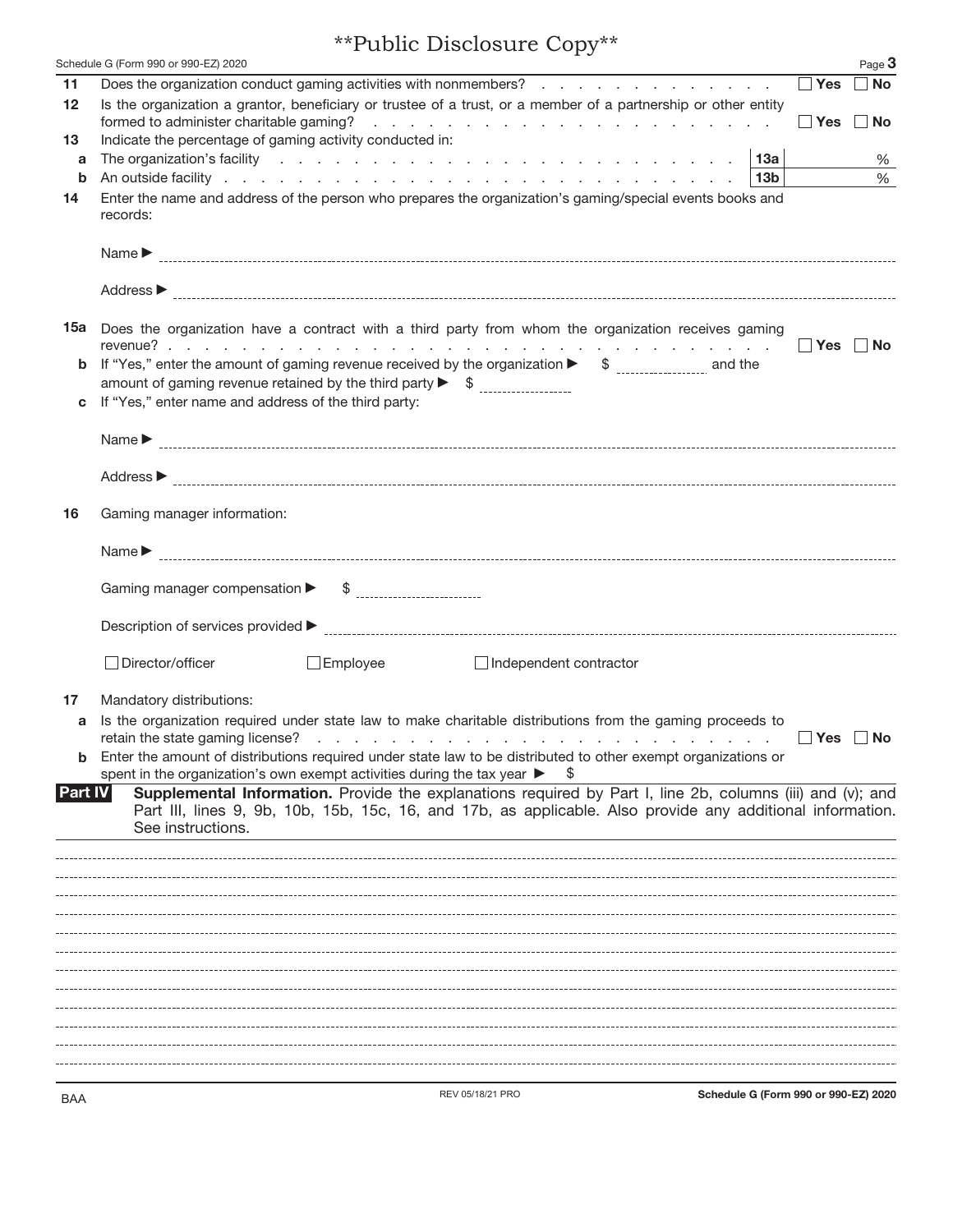**Public Disclosure Copy**

Schedule G (Form 990 or 990-EZ) 2020

**11** Does the organization conduct gaming activities with nonmembers? ☐ Yes ☐ No

**12** Is the organization a grantor, beneficiary or trustee of a trust, or a member of a partnership or other entity formed to administer charitable gaming? ☐ Yes ☐ No

**13** Indicate the percentage of gaming activity conducted in:

**a** The organization's facility **13a** %

**b** An outside facility **13b** %

**14** Enter the name and address of the person who prepares the organization's gaming/special events books and records:

Name ▶

Address ▶

**15a** Does the organization have a contract with a third party from whom the organization receives gaming revenue? ☐ Yes ☐ No

**b** If "Yes," enter the amount of gaming revenue received by the organization ▶ $ ______ and the amount of gaming revenue retained by the third party ▶ $ ______

**c** If "Yes," enter name and address of the third party:

Name ▶

Address ▶

**16** Gaming manager information:

Name ▶

Gaming manager compensation ▶ $ ______

Description of services provided ▶

☐ Director/officer ☐ Employee ☐ Independent contractor

**17** Mandatory distributions:

**a** Is the organization required under state law to make charitable distributions from the gaming proceeds to retain the state gaming license? ☐ Yes ☐ No

**b** Enter the amount of distributions required under state law to be distributed to other exempt organizations or spent in the organization's own exempt activities during the tax year ▶ $

**Part IV** **Supplemental Information.** Provide the explanations required by Part I, line 2b, columns (iii) and (v); and Part III, lines 9, 9b, 10b, 15b, 15c, 16, and 17b, as applicable. Also provide any additional information. See instructions.

BAA REV 05/18/21 PRO **Schedule G (Form 990 or 990-EZ) 2020**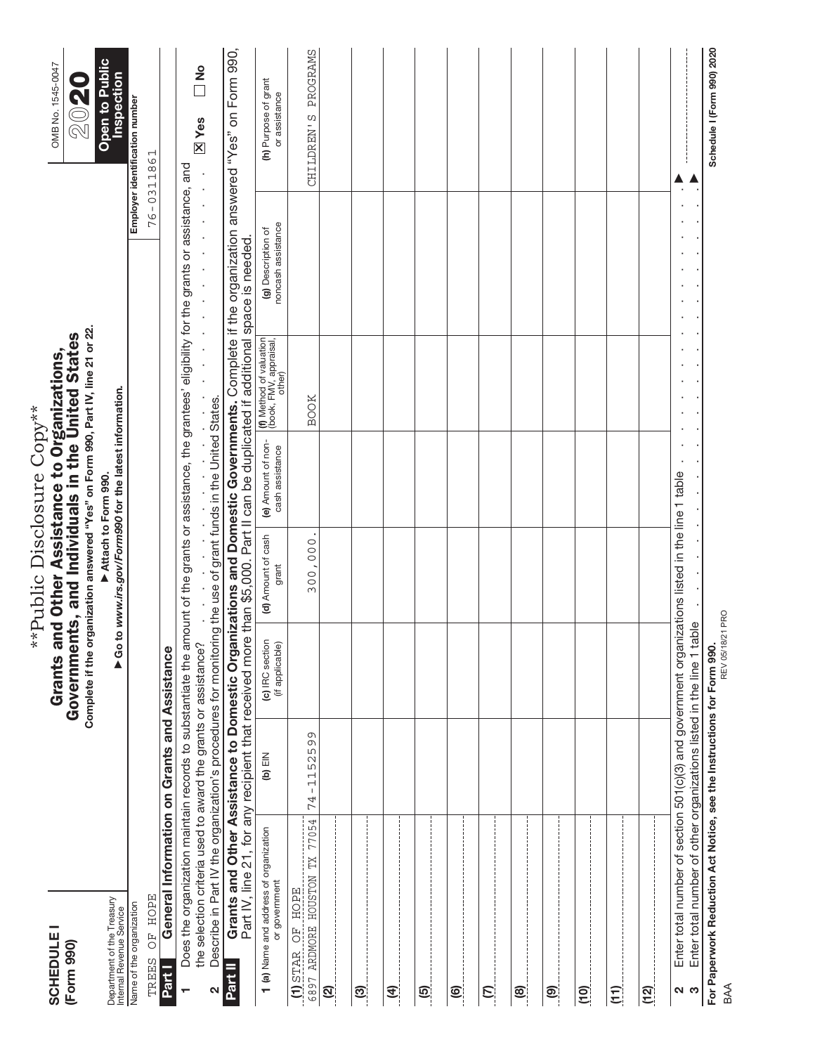**Public Disclosure Copy**

**SCHEDULE I (Form 990)**

Department of the Treasury
Internal Revenue Service

# Grants and Other Assistance to Organizations, Governments, and Individuals in the United States

**Complete if the organization answered "Yes" on Form 990, Part IV, line 21 or 22.**

**▶ Attach to Form 990.**

**▶ Go to *www.irs.gov/Form990* for the latest information.**

OMB No. 1545-0047

**2020**

**Open to Public Inspection**

Name of the organization: TREES OF HOPE

Employer identification number: 76-0311861

## Part I General Information on Grants and Assistance

1 Does the organization maintain records to substantiate the amount of the grants or assistance, the grantees' eligibility for the grants or assistance, and the selection criteria used to award the grants or assistance? . . . . . . **[X] Yes** [ ] No

2 Describe in Part IV the organization's procedures for monitoring the use of grant funds in the United States.

## Part II Grants and Other Assistance to Domestic Organizations and Domestic Governments.

Complete if the organization answered "Yes" on Form 990, Part IV, line 21, for any recipient that received more than $5,000. Part II can be duplicated if additional space is needed.

| 1 (a) Name and address of organization or government | (b) EIN | (c) IRC section (if applicable) | (d) Amount of cash grant | (e) Amount of non-cash assistance | (f) Method of valuation (book, FMV, appraisal, other) | (g) Description of noncash assistance | (h) Purpose of grant or assistance |
|---|---|---|---|---|---|---|---|
| (1) STAR OF HOPE<br>6897 ARDMORE HOUSTON TX 77054 | 74-1152599 | | 300,000. | | BOOK | | CHILDREN'S PROGRAMS |
| (2) | | | | | | | |
| (3) | | | | | | | |
| (4) | | | | | | | |
| (5) | | | | | | | |
| (6) | | | | | | | |
| (7) | | | | | | | |
| (8) | | | | | | | |
| (9) | | | | | | | |
| (10) | | | | | | | |
| (11) | | | | | | | |
| (12) | | | | | | | |

2 Enter total number of section 501(c)(3) and government organizations listed in the line 1 table . . . ▶

3 Enter total number of other organizations listed in the line 1 table . . . ▶

**For Paperwork Reduction Act Notice, see the Instructions for Form 990.**

BAA REV 05/18/21 PRO

**Schedule I (Form 990) 2020**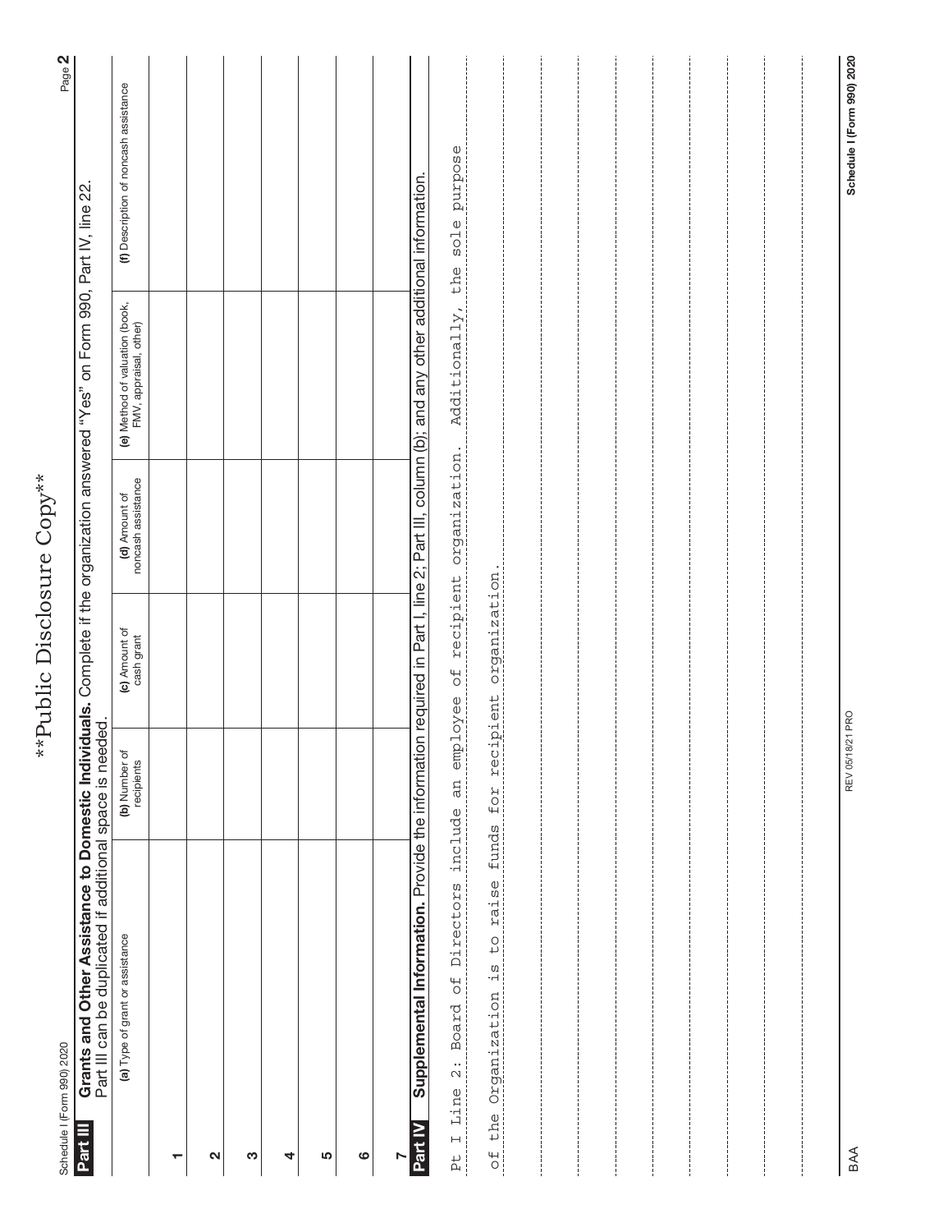\*\*Public Disclosure Copy\*\*

Schedule I (Form 990) 2020

## Part III Grants and Other Assistance to Domestic Individuals.

Complete if the organization answered "Yes" on Form 990, Part IV, line 22. Part III can be duplicated if additional space is needed.

| | (a) Type of grant or assistance | (b) Number of recipients | (c) Amount of cash grant | (d) Amount of noncash assistance | (e) Method of valuation (book, FMV, appraisal, other) | (f) Description of noncash assistance |
|---|---|---|---|---|---|---|
| 1 | | | | | | |
| 2 | | | | | | |
| 3 | | | | | | |
| 4 | | | | | | |
| 5 | | | | | | |
| 6 | | | | | | |
| 7 | | | | | | |

## Part IV Supplemental Information.

Provide the information required in Part I, line 2; Part III, column (b); and any other additional information.

Pt I Line 2: Board of Directors include an employee of recipient organization. Additionally, the sole purpose of the Organization is to raise funds for recipient organization.

BAA REV 05/18/21 PRO Schedule I (Form 990) 2020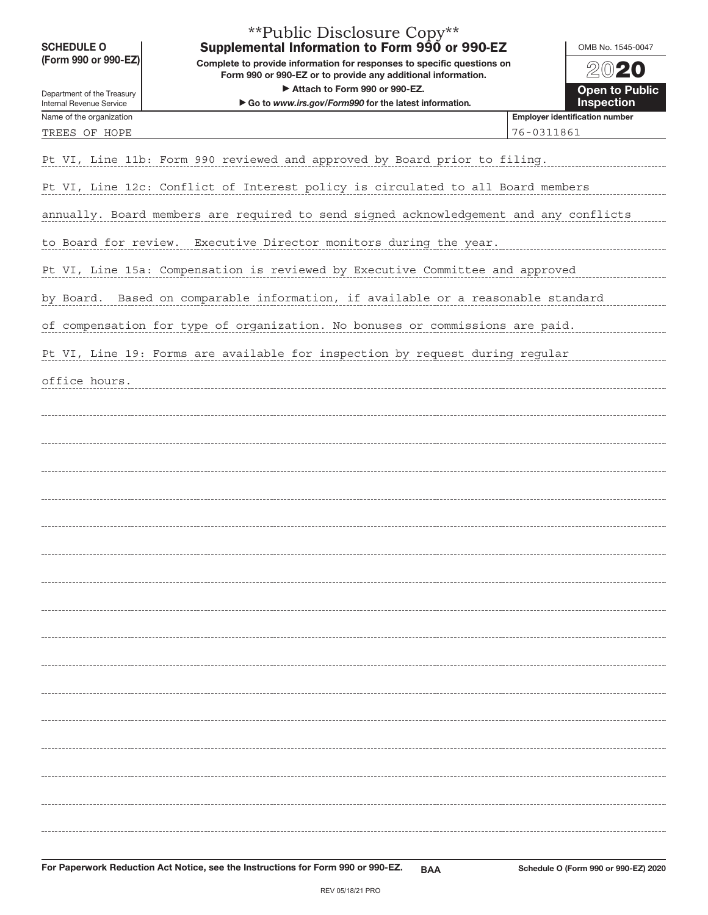**Public Disclosure Copy**

**SCHEDULE O (Form 990 or 990-EZ)**

Department of the Treasury
Internal Revenue Service

# Supplemental Information to Form 990 or 990-EZ

**Complete to provide information for responses to specific questions on Form 990 or 990-EZ or to provide any additional information.**

▶ **Attach to Form 990 or 990-EZ.**

▶ **Go to *www.irs.gov/Form990* for the latest information.**

OMB No. 1545-0047

**2020**

**Open to Public Inspection**

| Name of the organization | Employer identification number |
|---|---|
| TREES OF HOPE | 76-0311861 |

Pt VI, Line 11b: Form 990 reviewed and approved by Board prior to filing.

Pt VI, Line 12c: Conflict of Interest policy is circulated to all Board members annually. Board members are required to send signed acknowledgement and any conflicts to Board for review. Executive Director monitors during the year.

Pt VI, Line 15a: Compensation is reviewed by Executive Committee and approved by Board. Based on comparable information, if available or a reasonable standard of compensation for type of organization. No bonuses or commissions are paid.

Pt VI, Line 19: Forms are available for inspection by request during regular office hours.

**For Paperwork Reduction Act Notice, see the Instructions for Form 990 or 990-EZ.** BAA **Schedule O (Form 990 or 990-EZ) 2020**

REV 05/18/21 PRO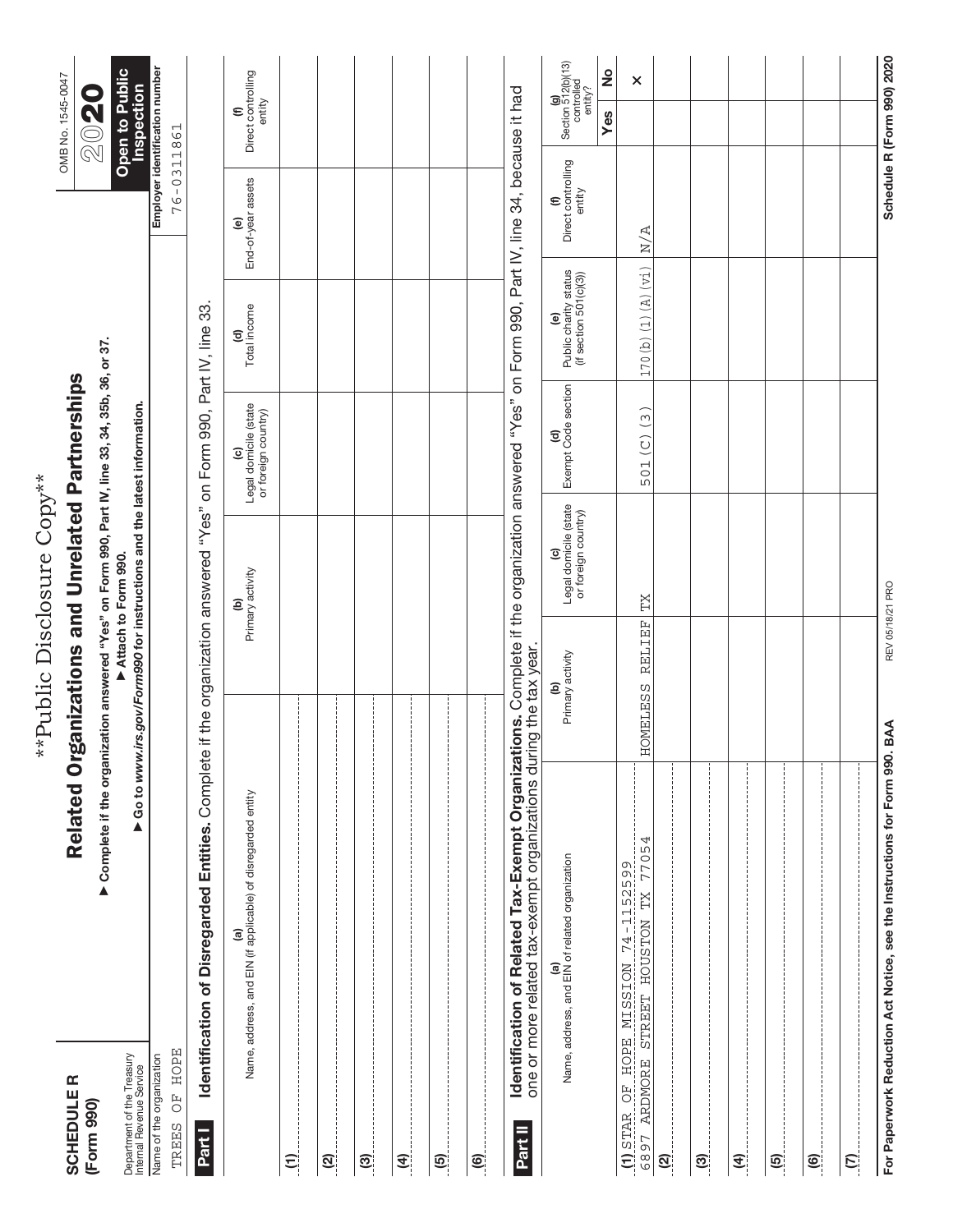**Public Disclosure Copy**

**SCHEDULE R (Form 990)**

Department of the Treasury
Internal Revenue Service

# Related Organizations and Unrelated Partnerships

▶ **Complete if the organization answered "Yes" on Form 990, Part IV, line 33, 34, 35b, 36, or 37.**
▶ **Attach to Form 990.**
▶ **Go to www.irs.gov/Form990 for instructions and the latest information.**

OMB No. 1545-0047

**2020**

**Open to Public Inspection**

Name of the organization: TREES OF HOPE

Employer identification number: 76-0311861

## Part I Identification of Disregarded Entities. Complete if the organization answered "Yes" on Form 990, Part IV, line 33.

| (a) Name, address, and EIN (if applicable) of disregarded entity | (b) Primary activity | (c) Legal domicile (state or foreign country) | (d) Total income | (e) End-of-year assets | (f) Direct controlling entity |
|---|---|---|---|---|---|
| (1) | | | | | |
| (2) | | | | | |
| (3) | | | | | |
| (4) | | | | | |
| (5) | | | | | |
| (6) | | | | | |

## Part II Identification of Related Tax-Exempt Organizations. Complete if the organization answered "Yes" on Form 990, Part IV, line 34, because it had one or more related tax-exempt organizations during the tax year.

| (a) Name, address, and EIN of related organization | (b) Primary activity | (c) Legal domicile (state or foreign country) | (d) Exempt Code section | (e) Public charity status (if section 501(c)(3)) | (f) Direct controlling entity | (g) Section 512(b)(13) controlled entity? Yes | No |
|---|---|---|---|---|---|---|---|
| (1) STAR OF HOPE MISSION 74-1152599 6897 ARDMORE STREET HOUSTON TX 77054 | HOMELESS RELIEF | TX | 501(C)(3) | 170(b)(1)(A)(vi) | N/A | | X |
| (2) | | | | | | | |
| (3) | | | | | | | |
| (4) | | | | | | | |
| (5) | | | | | | | |
| (6) | | | | | | | |
| (7) | | | | | | | |

For Paperwork Reduction Act Notice, see the Instructions for Form 990. BAA     REV 05/18/21 PRO     Schedule R (Form 990) 2020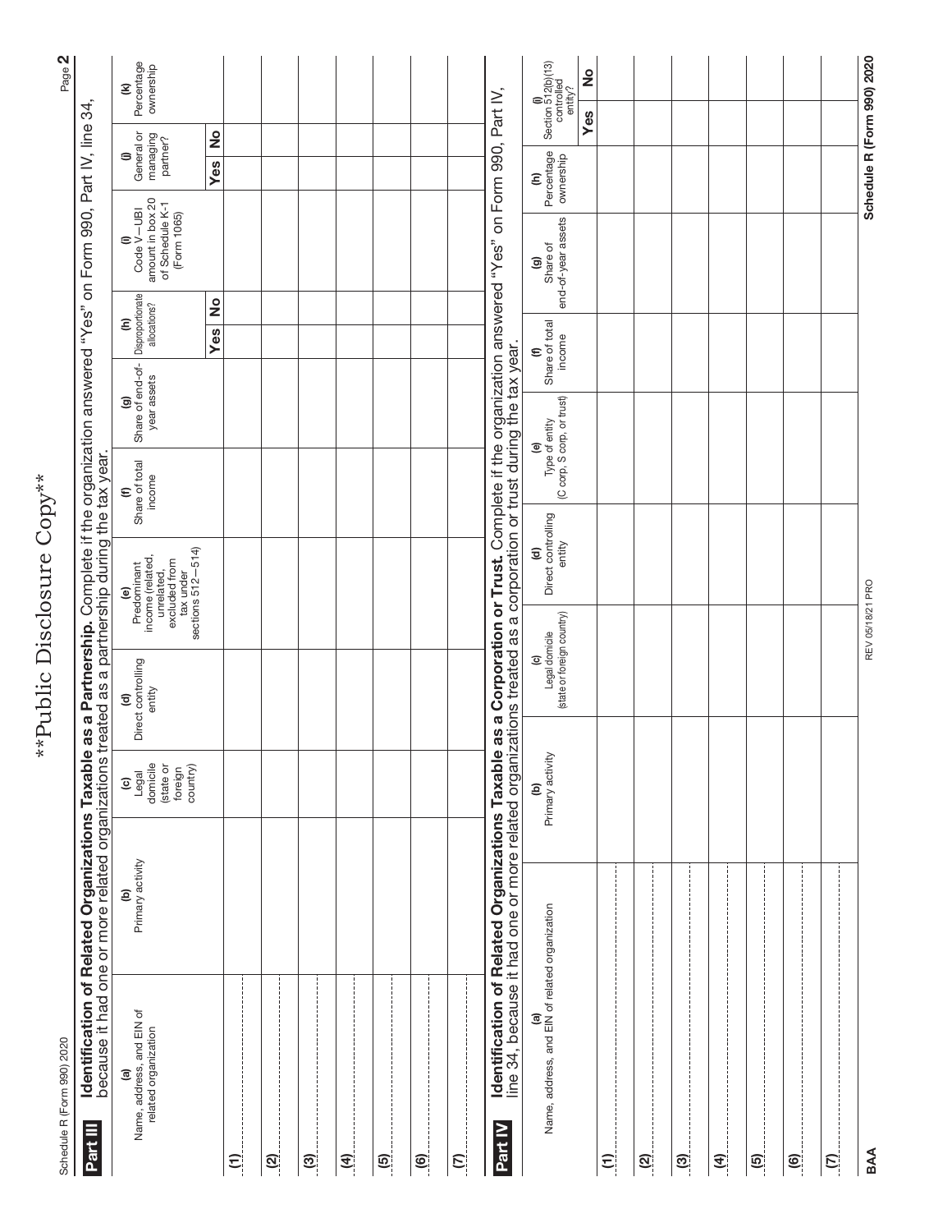\*\*Public Disclosure Copy\*\*

## Part III Identification of Related Organizations Taxable as a Partnership.

Complete if the organization answered "Yes" on Form 990, Part IV, line 34, because it had one or more related organizations treated as a partnership during the tax year.

| (a) Name, address, and EIN of related organization | (b) Primary activity | (c) Legal domicile (state or foreign country) | (d) Direct controlling entity | (e) Predominant income (related, unrelated, excluded from tax under sections 512–514) | (f) Share of total income | (g) Share of end-of-year assets | (h) Disproportionate allocations? | | (i) Code V–UBI amount in box 20 of Schedule K-1 (Form 1065) | (j) General or managing partner? | | (k) Percentage ownership |
|---|---|---|---|---|---|---|---|---|---|---|---|---|
| | | | | | | | Yes | No | | Yes | No | |
| (1) | | | | | | | | | | | | |
| (2) | | | | | | | | | | | | |
| (3) | | | | | | | | | | | | |
| (4) | | | | | | | | | | | | |
| (5) | | | | | | | | | | | | |
| (6) | | | | | | | | | | | | |
| (7) | | | | | | | | | | | | |

## Part IV Identification of Related Organizations Taxable as a Corporation or Trust.

Complete if the organization answered "Yes" on Form 990, Part IV, line 34, because it had one or more related organizations treated as a corporation or trust during the tax year.

| (a) Name, address, and EIN of related organization | (b) Primary activity | (c) Legal domicile (state or foreign country) | (d) Direct controlling entity | (e) Type of entity (C corp, S corp, or trust) | (f) Share of total income | (g) Share of end-of-year assets | (h) Percentage ownership | (i) Section 512(b)(13) controlled entity? | |
|---|---|---|---|---|---|---|---|---|---|
| | | | | | | | | Yes | No |
| (1) | | | | | | | | | |
| (2) | | | | | | | | | |
| (3) | | | | | | | | | |
| (4) | | | | | | | | | |
| (5) | | | | | | | | | |
| (6) | | | | | | | | | |
| (7) | | | | | | | | | |

BAA REV 05/18/21 PRO Schedule R (Form 990) 2020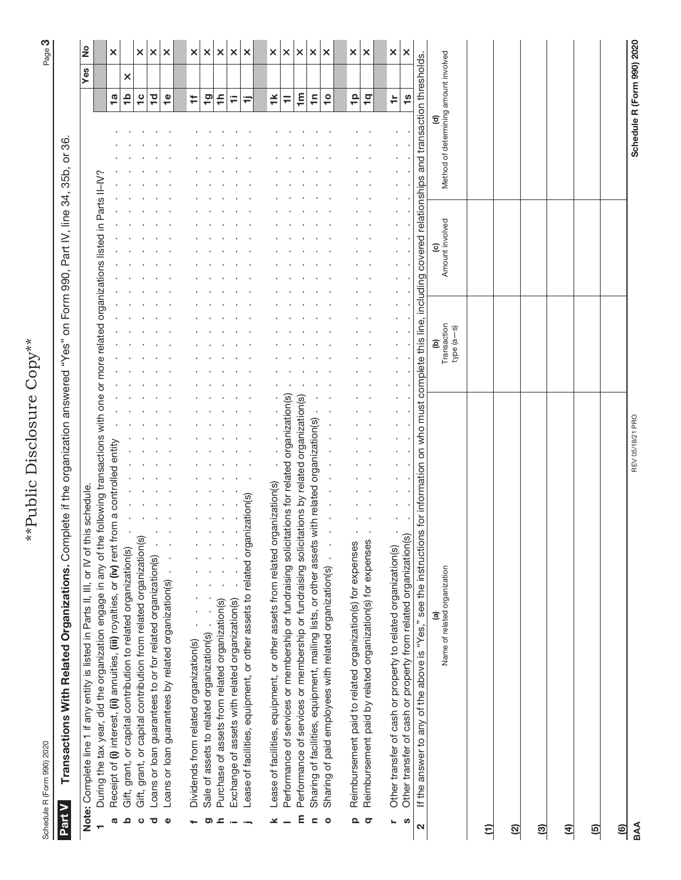\*\*Public Disclosure Copy\*\*

## Part V Transactions With Related Organizations. Complete if the organization answered "Yes" on Form 990, Part IV, line 34, 35b, or 36.

**Note:** Complete line 1 if any entity is listed in Parts II, III, or IV of this schedule.

| | | | Yes | No |
|---|---|---|---|---|
| **1** | During the tax year, did the organization engage in any of the following transactions with one or more related organizations listed in Parts II–IV? | | | |
| **a** | Receipt of **(i)** interest, **(ii)** annuities, **(iii)** royalties, or **(iv)** rent from a controlled entity | 1a | | X |
| **b** | Gift, grant, or capital contribution to related organization(s) | 1b | X | |
| **c** | Gift, grant, or capital contribution from related organization(s) | 1c | | X |
| **d** | Loans or loan guarantees to or for related organization(s) | 1d | | X |
| **e** | Loans or loan guarantees by related organization(s) | 1e | | X |
| **f** | Dividends from related organization(s) | 1f | | X |
| **g** | Sale of assets to related organization(s) | 1g | | X |
| **h** | Purchase of assets from related organization(s) | 1h | | X |
| **i** | Exchange of assets with related organization(s) | 1i | | X |
| **j** | Lease of facilities, equipment, or other assets to related organization(s) | 1j | | X |
| **k** | Lease of facilities, equipment, or other assets from related organization(s) | 1k | | X |
| **l** | Performance of services or membership or fundraising solicitations for related organization(s) | 1l | | X |
| **m** | Performance of services or membership or fundraising solicitations by related organization(s) | 1m | | X |
| **n** | Sharing of facilities, equipment, mailing lists, or other assets with related organization(s) | 1n | | X |
| **o** | Sharing of paid employees with related organization(s) | 1o | | X |
| **p** | Reimbursement paid to related organization(s) for expenses | 1p | | X |
| **q** | Reimbursement paid by related organization(s) for expenses | 1q | | X |
| **r** | Other transfer of cash or property to related organization(s) | 1r | | X |
| **s** | Other transfer of cash or property from related organization(s) | 1s | | X |

**2** If the answer to any of the above is "Yes," see the instructions for information on who must complete this line, including covered relationships and transaction thresholds.

| | (a) Name of related organization | (b) Transaction type (a–s) | (c) Amount involved | (d) Method of determining amount involved |
|---|---|---|---|---|
| (1) | | | | |
| (2) | | | | |
| (3) | | | | |
| (4) | | | | |
| (5) | | | | |
| (6) | | | | |

BAA REV 05/18/21 PRO Schedule R (Form 990) 2020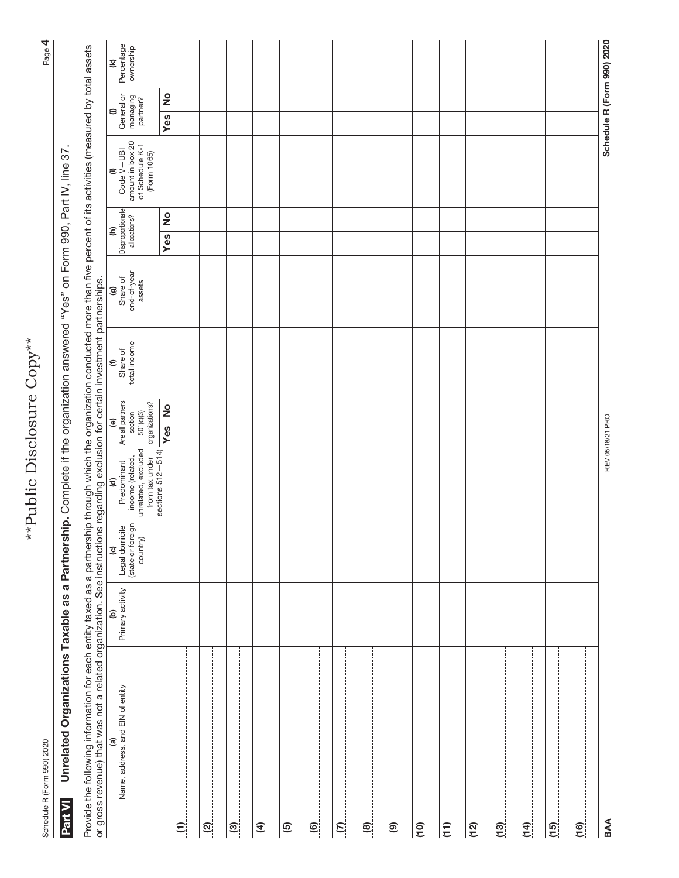\*\*Public Disclosure Copy\*\*

## Part VI Unrelated Organizations Taxable as a Partnership. Complete if the organization answered "Yes" on Form 990, Part IV, line 37.

Provide the following information for each entity taxed as a partnership through which the organization conducted more than five percent of its activities (measured by total assets or gross revenue) that was not a related organization. See instructions regarding exclusion for certain investment partnerships.

| (a) Name, address, and EIN of entity | (b) Primary activity | (c) Legal domicile (state or foreign country) | (d) Predominant income (related, unrelated, excluded from tax under sections 512 – 514) | (e) Are all partners section 501(c)(3) organizations? | | (f) Share of total income | (g) Share of end-of-year assets | (h) Disproportionate allocations? | | (i) Code V–UBI amount in box 20 of Schedule K-1 (Form 1065) | (j) General or managing partner? | | (k) Percentage ownership |
|---|---|---|---|---|---|---|---|---|---|---|---|---|---|
| | | | | Yes | No | | | Yes | No | | Yes | No | |
| (1) | | | | | | | | | | | | | |
| (2) | | | | | | | | | | | | | |
| (3) | | | | | | | | | | | | | |
| (4) | | | | | | | | | | | | | |
| (5) | | | | | | | | | | | | | |
| (6) | | | | | | | | | | | | | |
| (7) | | | | | | | | | | | | | |
| (8) | | | | | | | | | | | | | |
| (9) | | | | | | | | | | | | | |
| (10) | | | | | | | | | | | | | |
| (11) | | | | | | | | | | | | | |
| (12) | | | | | | | | | | | | | |
| (13) | | | | | | | | | | | | | |
| (14) | | | | | | | | | | | | | |
| (15) | | | | | | | | | | | | | |
| (16) | | | | | | | | | | | | | |

BAA REV 05/18/21 PRO Schedule R (Form 990) 2020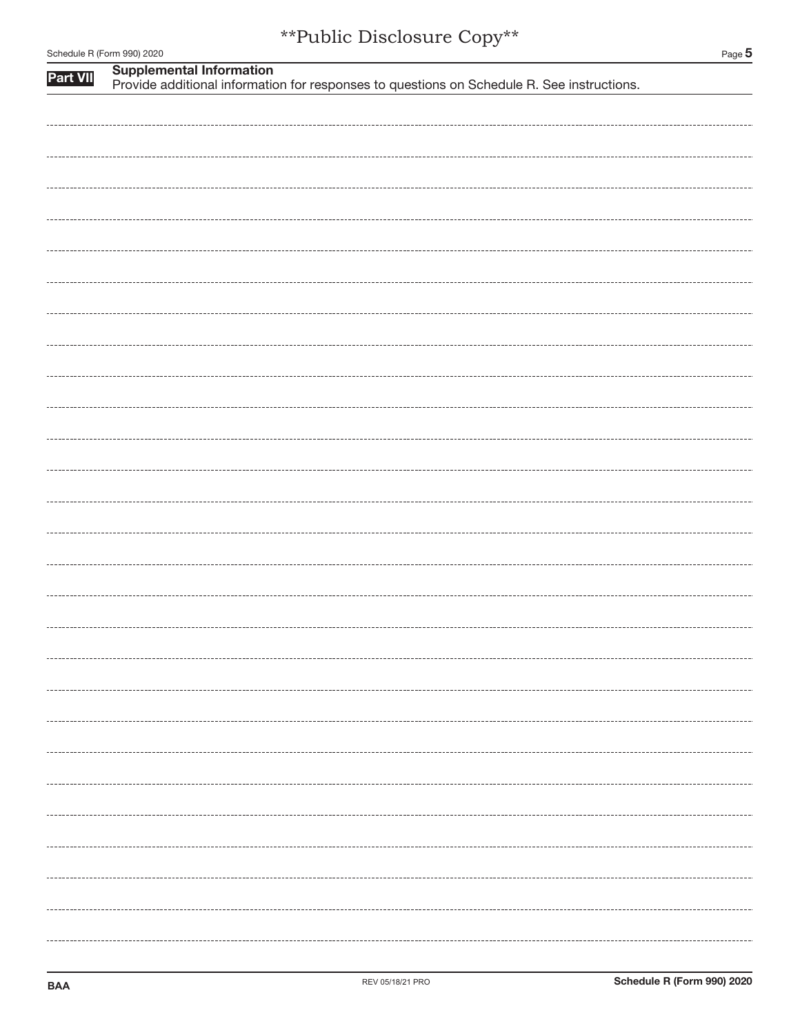**Public Disclosure Copy**

## Part VII Supplemental Information

Provide additional information for responses to questions on Schedule R. See instructions.

BAA REV 05/18/21 PRO Schedule R (Form 990) 2020